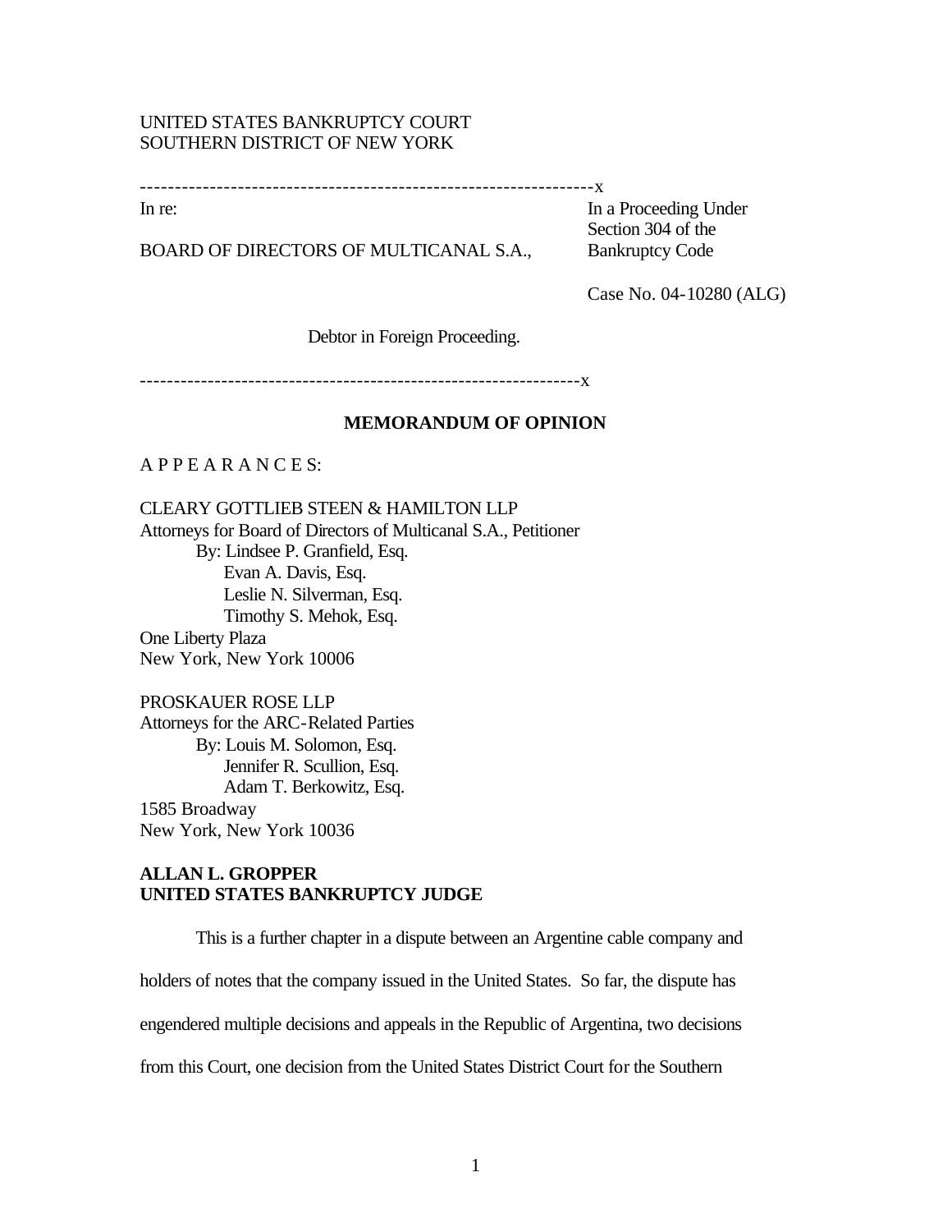UNITED STATES BANKRUPTCY COURT
SOUTHERN DISTRICT OF NEW YORK

---------------------------------------------------------------x

| | |
|---|---|
| In re: | In a Proceeding Under Section 304 of the Bankruptcy Code |
| BOARD OF DIRECTORS OF MULTICANAL S.A., | |
| | Case No. 04-10280 (ALG) |

Debtor in Foreign Proceeding.

---------------------------------------------------------------x

**MEMORANDUM OF OPINION**

A P P E A R A N C E S:

CLEARY GOTTLIEB STEEN & HAMILTON LLP
Attorneys for Board of Directors of Multicanal S.A., Petitioner
By: Lindsee P. Granfield, Esq.
Evan A. Davis, Esq.
Leslie N. Silverman, Esq.
Timothy S. Mehok, Esq.
One Liberty Plaza
New York, New York 10006

PROSKAUER ROSE LLP
Attorneys for the ARC-Related Parties
By: Louis M. Solomon, Esq.
Jennifer R. Scullion, Esq.
Adam T. Berkowitz, Esq.
1585 Broadway
New York, New York 10036

**ALLAN L. GROPPER**
**UNITED STATES BANKRUPTCY JUDGE**

This is a further chapter in a dispute between an Argentine cable company and holders of notes that the company issued in the United States. So far, the dispute has engendered multiple decisions and appeals in the Republic of Argentina, two decisions from this Court, one decision from the United States District Court for the Southern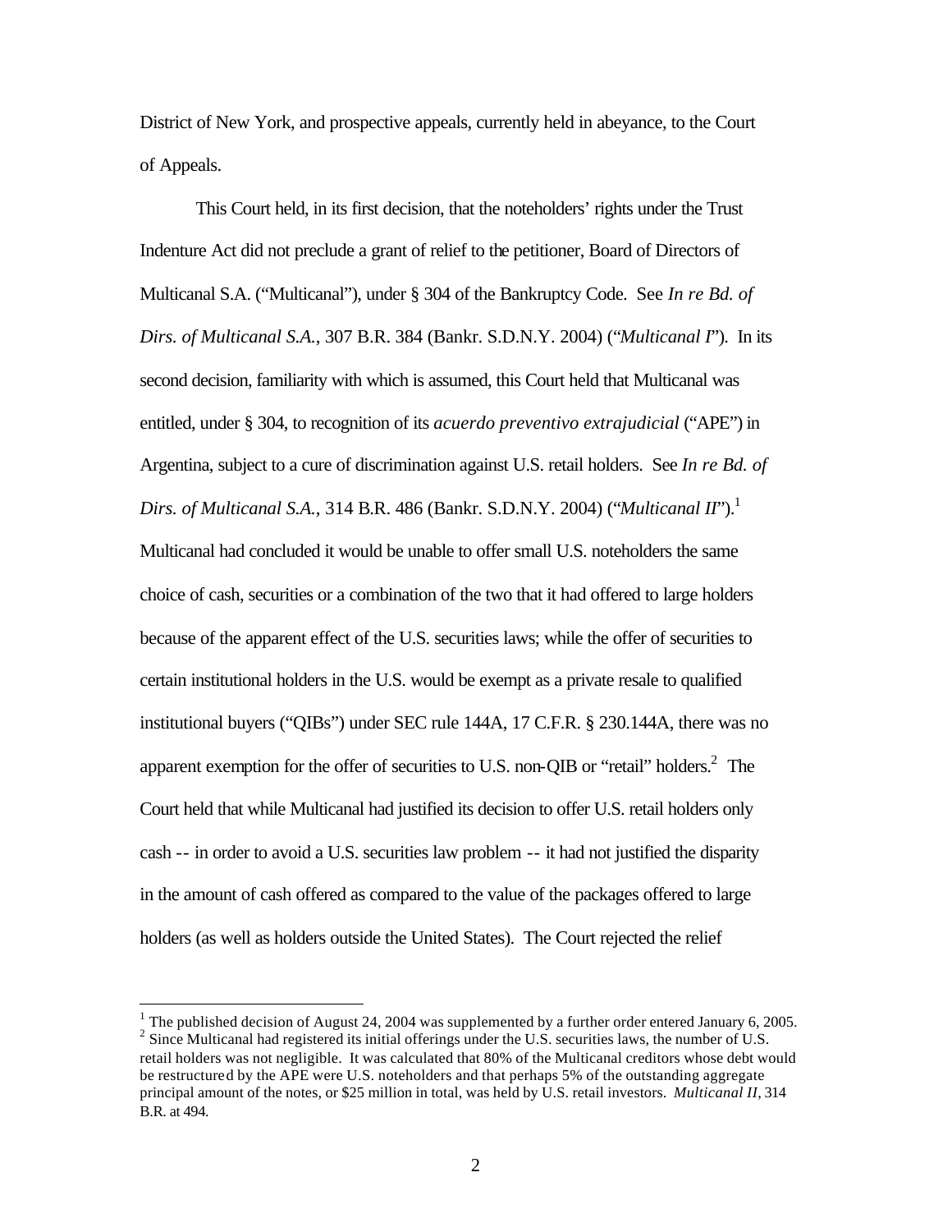District of New York, and prospective appeals, currently held in abeyance, to the Court of Appeals.

This Court held, in its first decision, that the noteholders' rights under the Trust Indenture Act did not preclude a grant of relief to the petitioner, Board of Directors of Multicanal S.A. ("Multicanal"), under § 304 of the Bankruptcy Code. See *In re Bd. of Dirs. of Multicanal S.A.*, 307 B.R. 384 (Bankr. S.D.N.Y. 2004) ("*Multicanal I*"). In its second decision, familiarity with which is assumed, this Court held that Multicanal was entitled, under § 304, to recognition of its *acuerdo preventivo extrajudicial* ("APE") in Argentina, subject to a cure of discrimination against U.S. retail holders. See *In re Bd. of Dirs. of Multicanal S.A.*, 314 B.R. 486 (Bankr. S.D.N.Y. 2004) ("*Multicanal II*").[1] Multicanal had concluded it would be unable to offer small U.S. noteholders the same choice of cash, securities or a combination of the two that it had offered to large holders because of the apparent effect of the U.S. securities laws; while the offer of securities to certain institutional holders in the U.S. would be exempt as a private resale to qualified institutional buyers ("QIBs") under SEC rule 144A, 17 C.F.R. § 230.144A, there was no apparent exemption for the offer of securities to U.S. non-QIB or "retail" holders.[2] The Court held that while Multicanal had justified its decision to offer U.S. retail holders only cash -- in order to avoid a U.S. securities law problem -- it had not justified the disparity in the amount of cash offered as compared to the value of the packages offered to large holders (as well as holders outside the United States). The Court rejected the relief

---

[1] The published decision of August 24, 2004 was supplemented by a further order entered January 6, 2005.

[2] Since Multicanal had registered its initial offerings under the U.S. securities laws, the number of U.S. retail holders was not negligible. It was calculated that 80% of the Multicanal creditors whose debt would be restructured by the APE were U.S. noteholders and that perhaps 5% of the outstanding aggregate principal amount of the notes, or $25 million in total, was held by U.S. retail investors. *Multicanal II*, 314 B.R. at 494.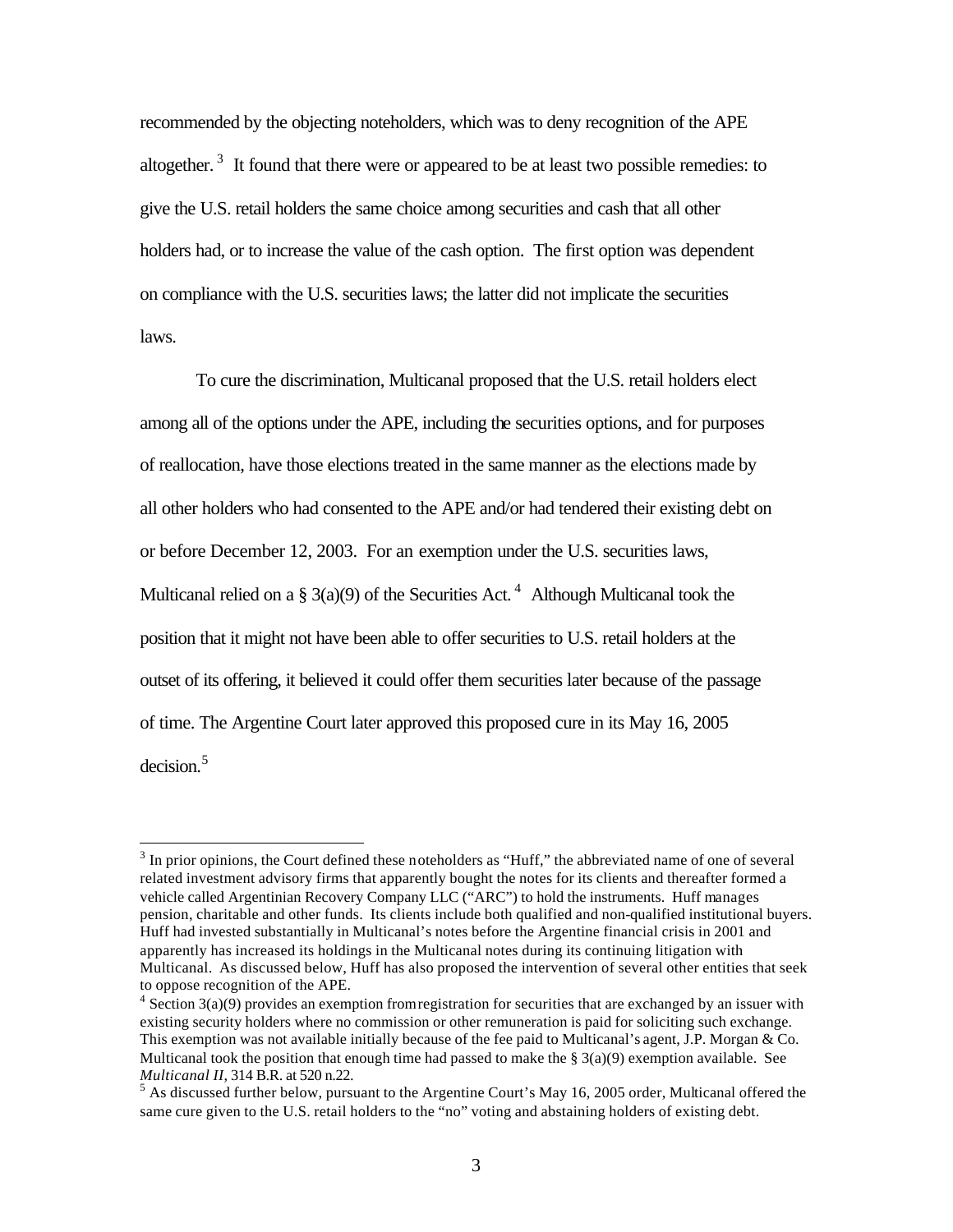recommended by the objecting noteholders, which was to deny recognition of the APE altogether.[3] It found that there were or appeared to be at least two possible remedies: to give the U.S. retail holders the same choice among securities and cash that all other holders had, or to increase the value of the cash option. The first option was dependent on compliance with the U.S. securities laws; the latter did not implicate the securities laws.

To cure the discrimination, Multicanal proposed that the U.S. retail holders elect among all of the options under the APE, including the securities options, and for purposes of reallocation, have those elections treated in the same manner as the elections made by all other holders who had consented to the APE and/or had tendered their existing debt on or before December 12, 2003. For an exemption under the U.S. securities laws, Multicanal relied on a § 3(a)(9) of the Securities Act.[4] Although Multicanal took the position that it might not have been able to offer securities to U.S. retail holders at the outset of its offering, it believed it could offer them securities later because of the passage of time. The Argentine Court later approved this proposed cure in its May 16, 2005 decision.[5]

---

[3] In prior opinions, the Court defined these noteholders as "Huff," the abbreviated name of one of several related investment advisory firms that apparently bought the notes for its clients and thereafter formed a vehicle called Argentinian Recovery Company LLC ("ARC") to hold the instruments. Huff manages pension, charitable and other funds. Its clients include both qualified and non-qualified institutional buyers. Huff had invested substantially in Multicanal's notes before the Argentine financial crisis in 2001 and apparently has increased its holdings in the Multicanal notes during its continuing litigation with Multicanal. As discussed below, Huff has also proposed the intervention of several other entities that seek to oppose recognition of the APE.

[4] Section 3(a)(9) provides an exemption from registration for securities that are exchanged by an issuer with existing security holders where no commission or other remuneration is paid for soliciting such exchange. This exemption was not available initially because of the fee paid to Multicanal's agent, J.P. Morgan & Co. Multicanal took the position that enough time had passed to make the § 3(a)(9) exemption available. See *Multicanal II*, 314 B.R. at 520 n.22.

[5] As discussed further below, pursuant to the Argentine Court's May 16, 2005 order, Multicanal offered the same cure given to the U.S. retail holders to the "no" voting and abstaining holders of existing debt.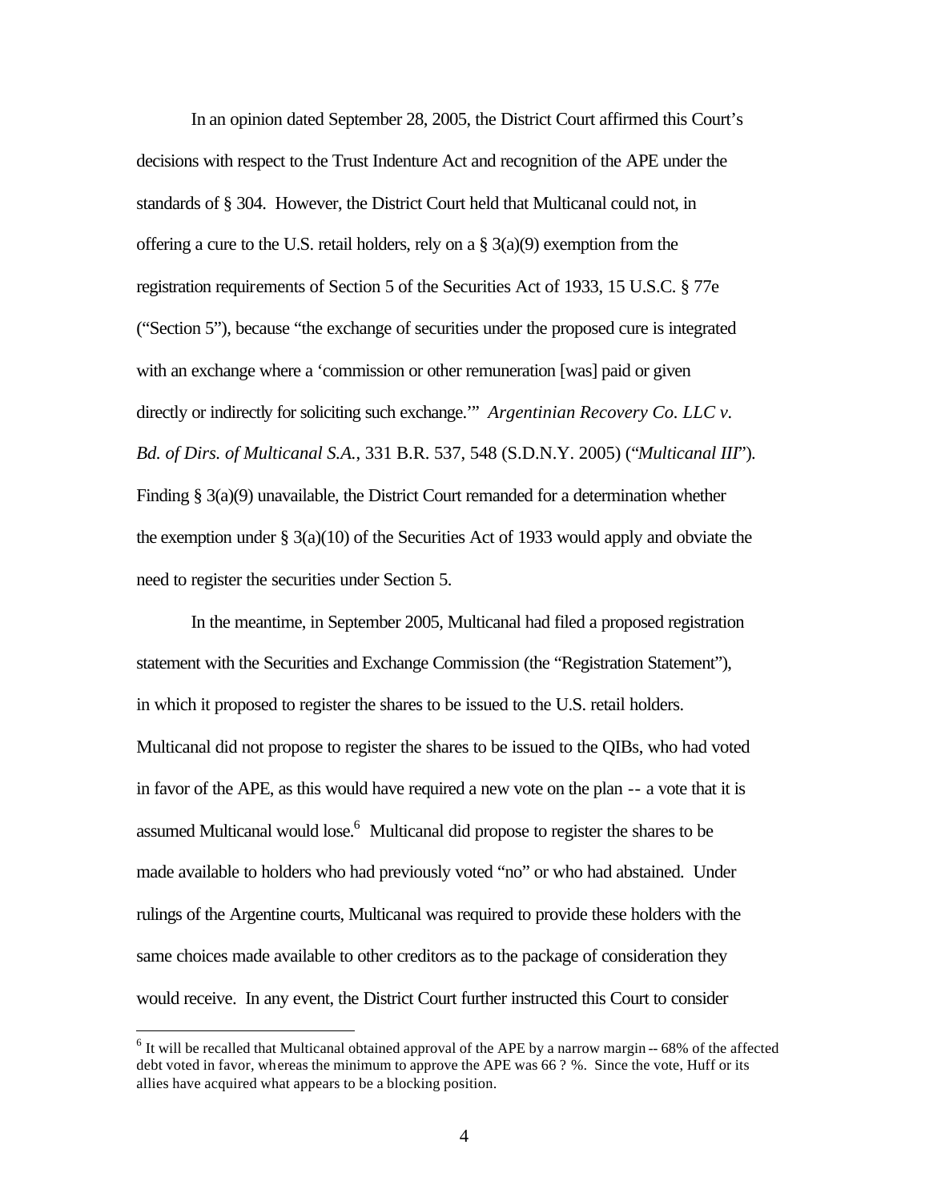In an opinion dated September 28, 2005, the District Court affirmed this Court's decisions with respect to the Trust Indenture Act and recognition of the APE under the standards of § 304. However, the District Court held that Multicanal could not, in offering a cure to the U.S. retail holders, rely on a § 3(a)(9) exemption from the registration requirements of Section 5 of the Securities Act of 1933, 15 U.S.C. § 77e ("Section 5"), because "the exchange of securities under the proposed cure is integrated with an exchange where a 'commission or other remuneration [was] paid or given directly or indirectly for soliciting such exchange.'" *Argentinian Recovery Co. LLC v. Bd. of Dirs. of Multicanal S.A.*, 331 B.R. 537, 548 (S.D.N.Y. 2005) ("*Multicanal III*"). Finding § 3(a)(9) unavailable, the District Court remanded for a determination whether the exemption under § 3(a)(10) of the Securities Act of 1933 would apply and obviate the need to register the securities under Section 5.

In the meantime, in September 2005, Multicanal had filed a proposed registration statement with the Securities and Exchange Commission (the "Registration Statement"), in which it proposed to register the shares to be issued to the U.S. retail holders. Multicanal did not propose to register the shares to be issued to the QIBs, who had voted in favor of the APE, as this would have required a new vote on the plan -- a vote that it is assumed Multicanal would lose.[6] Multicanal did propose to register the shares to be made available to holders who had previously voted "no" or who had abstained. Under rulings of the Argentine courts, Multicanal was required to provide these holders with the same choices made available to other creditors as to the package of consideration they would receive. In any event, the District Court further instructed this Court to consider

---

[6] It will be recalled that Multicanal obtained approval of the APE by a narrow margin -- 68% of the affected debt voted in favor, whereas the minimum to approve the APE was 66 ? %. Since the vote, Huff or its allies have acquired what appears to be a blocking position.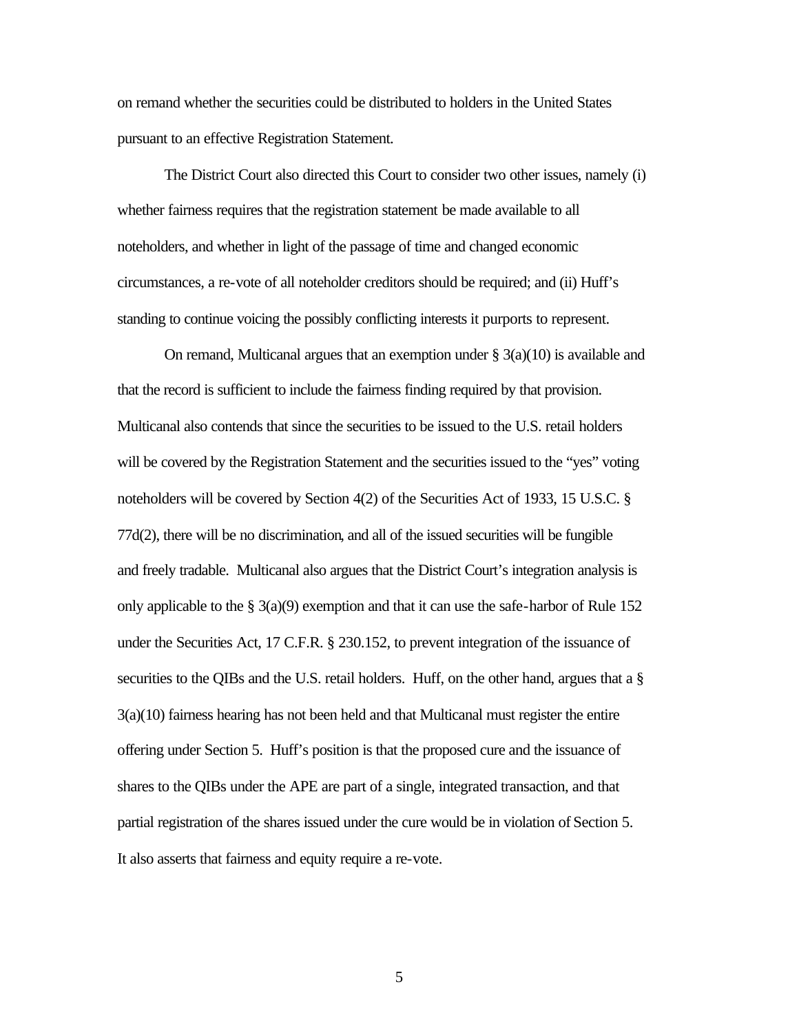on remand whether the securities could be distributed to holders in the United States pursuant to an effective Registration Statement.

The District Court also directed this Court to consider two other issues, namely (i) whether fairness requires that the registration statement be made available to all noteholders, and whether in light of the passage of time and changed economic circumstances, a re-vote of all noteholder creditors should be required; and (ii) Huff's standing to continue voicing the possibly conflicting interests it purports to represent.

On remand, Multicanal argues that an exemption under § 3(a)(10) is available and that the record is sufficient to include the fairness finding required by that provision. Multicanal also contends that since the securities to be issued to the U.S. retail holders will be covered by the Registration Statement and the securities issued to the "yes" voting noteholders will be covered by Section 4(2) of the Securities Act of 1933, 15 U.S.C. § 77d(2), there will be no discrimination, and all of the issued securities will be fungible and freely tradable. Multicanal also argues that the District Court's integration analysis is only applicable to the § 3(a)(9) exemption and that it can use the safe-harbor of Rule 152 under the Securities Act, 17 C.F.R. § 230.152, to prevent integration of the issuance of securities to the QIBs and the U.S. retail holders. Huff, on the other hand, argues that a § 3(a)(10) fairness hearing has not been held and that Multicanal must register the entire offering under Section 5. Huff's position is that the proposed cure and the issuance of shares to the QIBs under the APE are part of a single, integrated transaction, and that partial registration of the shares issued under the cure would be in violation of Section 5. It also asserts that fairness and equity require a re-vote.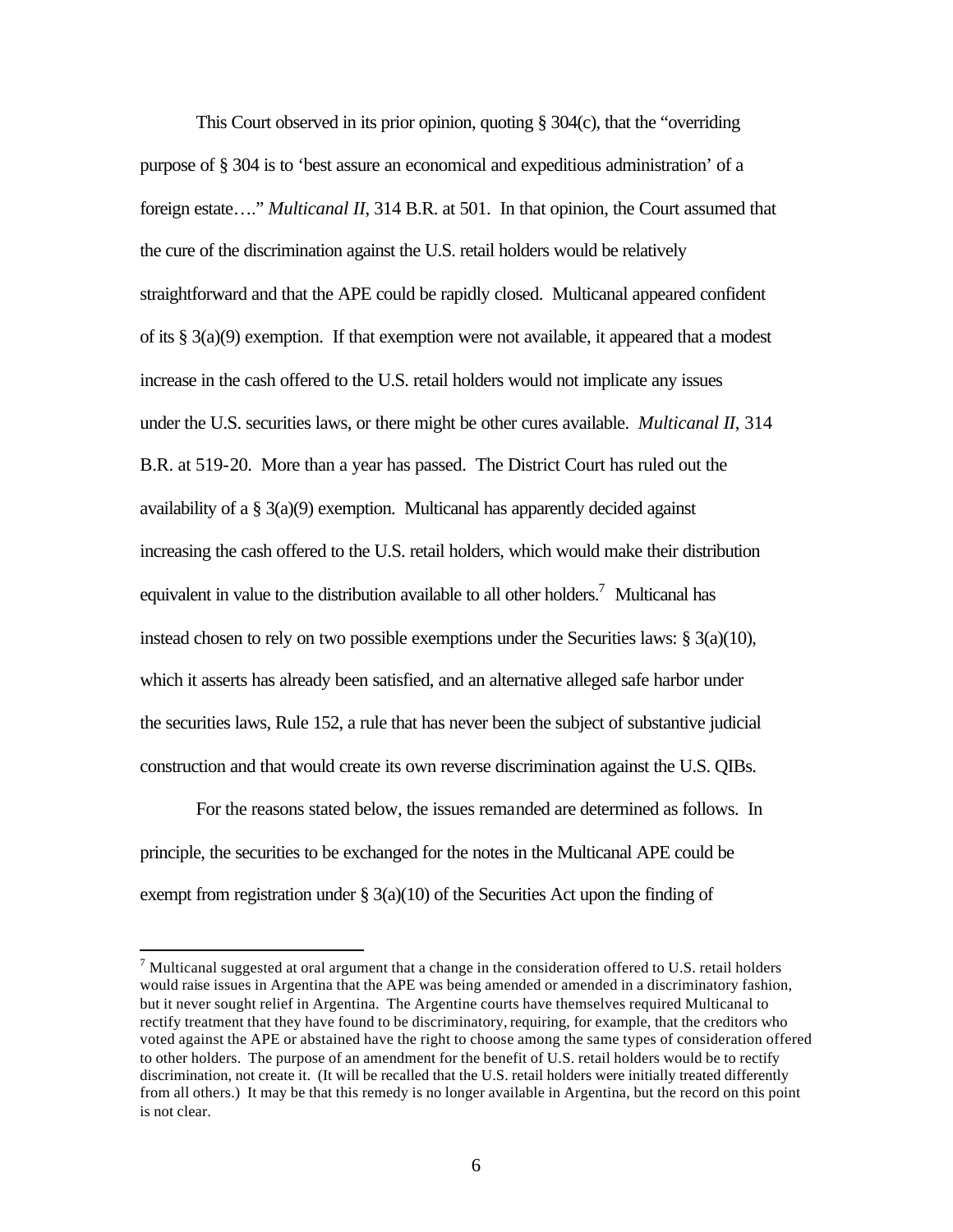This Court observed in its prior opinion, quoting § 304(c), that the "overriding purpose of § 304 is to 'best assure an economical and expeditious administration' of a foreign estate…." *Multicanal II*, 314 B.R. at 501. In that opinion, the Court assumed that the cure of the discrimination against the U.S. retail holders would be relatively straightforward and that the APE could be rapidly closed. Multicanal appeared confident of its § 3(a)(9) exemption. If that exemption were not available, it appeared that a modest increase in the cash offered to the U.S. retail holders would not implicate any issues under the U.S. securities laws, or there might be other cures available. *Multicanal II*, 314 B.R. at 519-20. More than a year has passed. The District Court has ruled out the availability of a § 3(a)(9) exemption. Multicanal has apparently decided against increasing the cash offered to the U.S. retail holders, which would make their distribution equivalent in value to the distribution available to all other holders.[7] Multicanal has instead chosen to rely on two possible exemptions under the Securities laws: § 3(a)(10), which it asserts has already been satisfied, and an alternative alleged safe harbor under the securities laws, Rule 152, a rule that has never been the subject of substantive judicial construction and that would create its own reverse discrimination against the U.S. QIBs.

For the reasons stated below, the issues remanded are determined as follows. In principle, the securities to be exchanged for the notes in the Multicanal APE could be exempt from registration under § 3(a)(10) of the Securities Act upon the finding of

---

[7] Multicanal suggested at oral argument that a change in the consideration offered to U.S. retail holders would raise issues in Argentina that the APE was being amended or amended in a discriminatory fashion, but it never sought relief in Argentina. The Argentine courts have themselves required Multicanal to rectify treatment that they have found to be discriminatory, requiring, for example, that the creditors who voted against the APE or abstained have the right to choose among the same types of consideration offered to other holders. The purpose of an amendment for the benefit of U.S. retail holders would be to rectify discrimination, not create it. (It will be recalled that the U.S. retail holders were initially treated differently from all others.) It may be that this remedy is no longer available in Argentina, but the record on this point is not clear.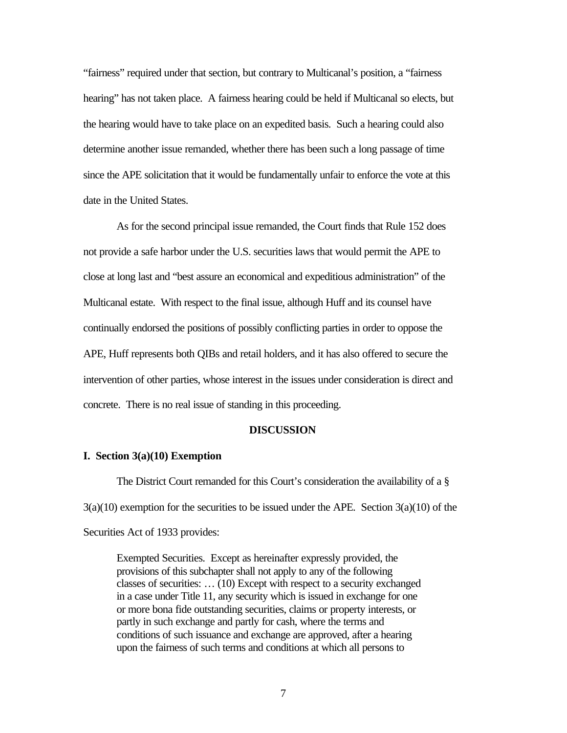"fairness" required under that section, but contrary to Multicanal's position, a "fairness hearing" has not taken place. A fairness hearing could be held if Multicanal so elects, but the hearing would have to take place on an expedited basis. Such a hearing could also determine another issue remanded, whether there has been such a long passage of time since the APE solicitation that it would be fundamentally unfair to enforce the vote at this date in the United States.

As for the second principal issue remanded, the Court finds that Rule 152 does not provide a safe harbor under the U.S. securities laws that would permit the APE to close at long last and "best assure an economical and expeditious administration" of the Multicanal estate. With respect to the final issue, although Huff and its counsel have continually endorsed the positions of possibly conflicting parties in order to oppose the APE, Huff represents both QIBs and retail holders, and it has also offered to secure the intervention of other parties, whose interest in the issues under consideration is direct and concrete. There is no real issue of standing in this proceeding.

## DISCUSSION

### I. Section 3(a)(10) Exemption

The District Court remanded for this Court's consideration the availability of a § 3(a)(10) exemption for the securities to be issued under the APE. Section 3(a)(10) of the Securities Act of 1933 provides:

> Exempted Securities. Except as hereinafter expressly provided, the provisions of this subchapter shall not apply to any of the following classes of securities: … (10) Except with respect to a security exchanged in a case under Title 11, any security which is issued in exchange for one or more bona fide outstanding securities, claims or property interests, or partly in such exchange and partly for cash, where the terms and conditions of such issuance and exchange are approved, after a hearing upon the fairness of such terms and conditions at which all persons to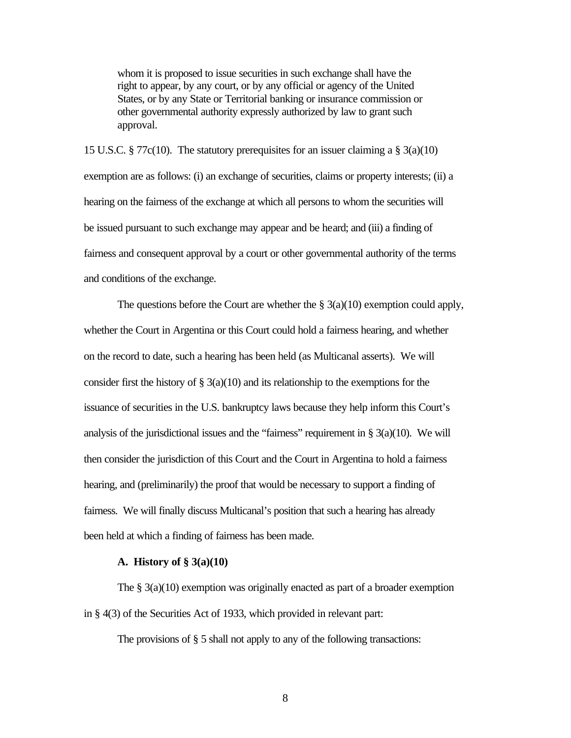> whom it is proposed to issue securities in such exchange shall have the right to appear, by any court, or by any official or agency of the United States, or by any State or Territorial banking or insurance commission or other governmental authority expressly authorized by law to grant such approval.

15 U.S.C. § 77c(10). The statutory prerequisites for an issuer claiming a § 3(a)(10) exemption are as follows: (i) an exchange of securities, claims or property interests; (ii) a hearing on the fairness of the exchange at which all persons to whom the securities will be issued pursuant to such exchange may appear and be heard; and (iii) a finding of fairness and consequent approval by a court or other governmental authority of the terms and conditions of the exchange.

The questions before the Court are whether the § 3(a)(10) exemption could apply, whether the Court in Argentina or this Court could hold a fairness hearing, and whether on the record to date, such a hearing has been held (as Multicanal asserts). We will consider first the history of § 3(a)(10) and its relationship to the exemptions for the issuance of securities in the U.S. bankruptcy laws because they help inform this Court's analysis of the jurisdictional issues and the "fairness" requirement in § 3(a)(10). We will then consider the jurisdiction of this Court and the Court in Argentina to hold a fairness hearing, and (preliminarily) the proof that would be necessary to support a finding of fairness. We will finally discuss Multicanal's position that such a hearing has already been held at which a finding of fairness has been made.

**A. History of § 3(a)(10)**

The § 3(a)(10) exemption was originally enacted as part of a broader exemption in § 4(3) of the Securities Act of 1933, which provided in relevant part:

> The provisions of § 5 shall not apply to any of the following transactions: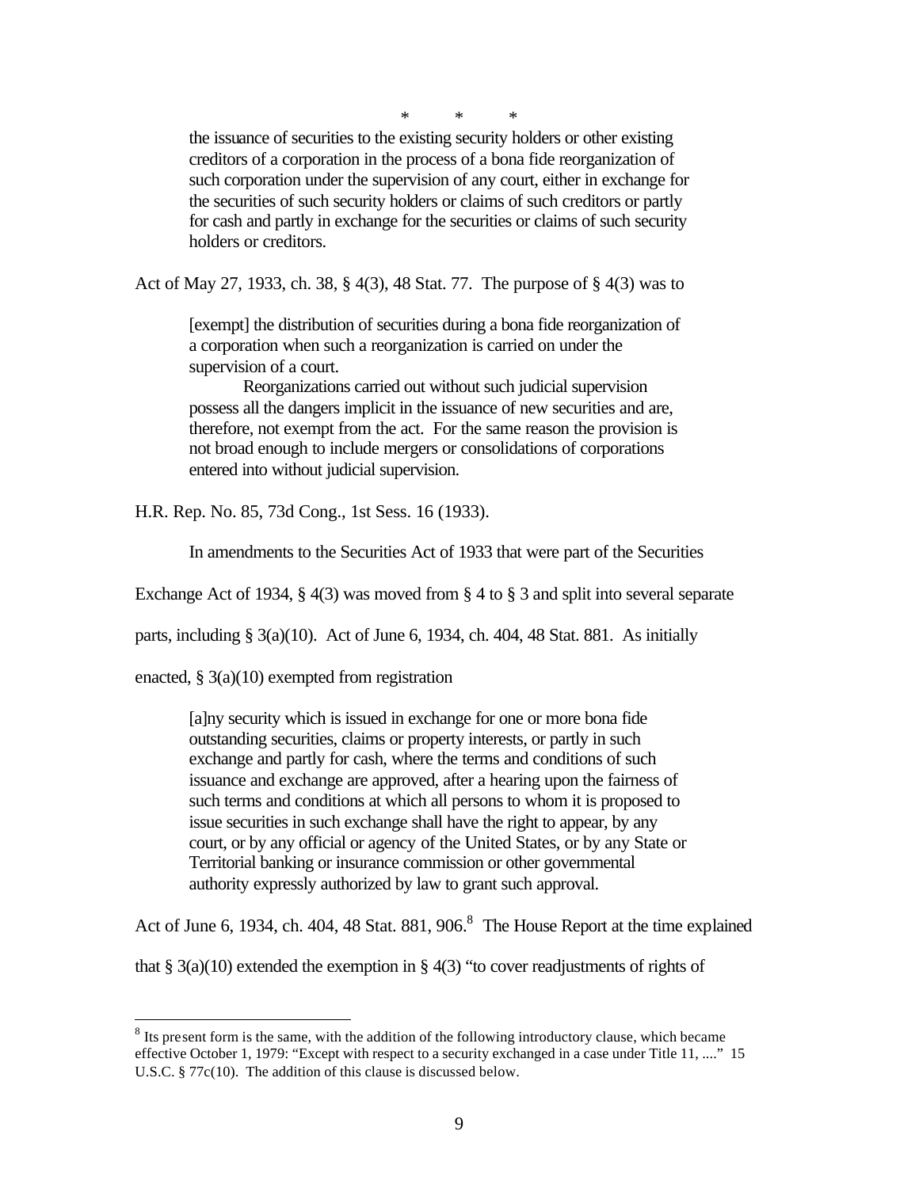\*        \*        \*

> the issuance of securities to the existing security holders or other existing creditors of a corporation in the process of a bona fide reorganization of such corporation under the supervision of any court, either in exchange for the securities of such security holders or claims of such creditors or partly for cash and partly in exchange for the securities or claims of such security holders or creditors.

Act of May 27, 1933, ch. 38, § 4(3), 48 Stat. 77. The purpose of § 4(3) was to

> [exempt] the distribution of securities during a bona fide reorganization of a corporation when such a reorganization is carried on under the supervision of a court.
>
> Reorganizations carried out without such judicial supervision possess all the dangers implicit in the issuance of new securities and are, therefore, not exempt from the act. For the same reason the provision is not broad enough to include mergers or consolidations of corporations entered into without judicial supervision.

H.R. Rep. No. 85, 73d Cong., 1st Sess. 16 (1933).

In amendments to the Securities Act of 1933 that were part of the Securities Exchange Act of 1934, § 4(3) was moved from § 4 to § 3 and split into several separate parts, including § 3(a)(10). Act of June 6, 1934, ch. 404, 48 Stat. 881. As initially enacted, § 3(a)(10) exempted from registration

> [a]ny security which is issued in exchange for one or more bona fide outstanding securities, claims or property interests, or partly in such exchange and partly for cash, where the terms and conditions of such issuance and exchange are approved, after a hearing upon the fairness of such terms and conditions at which all persons to whom it is proposed to issue securities in such exchange shall have the right to appear, by any court, or by any official or agency of the United States, or by any State or Territorial banking or insurance commission or other governmental authority expressly authorized by law to grant such approval.

Act of June 6, 1934, ch. 404, 48 Stat. 881, 906.[8] The House Report at the time explained that § 3(a)(10) extended the exemption in § 4(3) "to cover readjustments of rights of

---

[8] Its present form is the same, with the addition of the following introductory clause, which became effective October 1, 1979: "Except with respect to a security exchanged in a case under Title 11, ...." 15 U.S.C. § 77c(10). The addition of this clause is discussed below.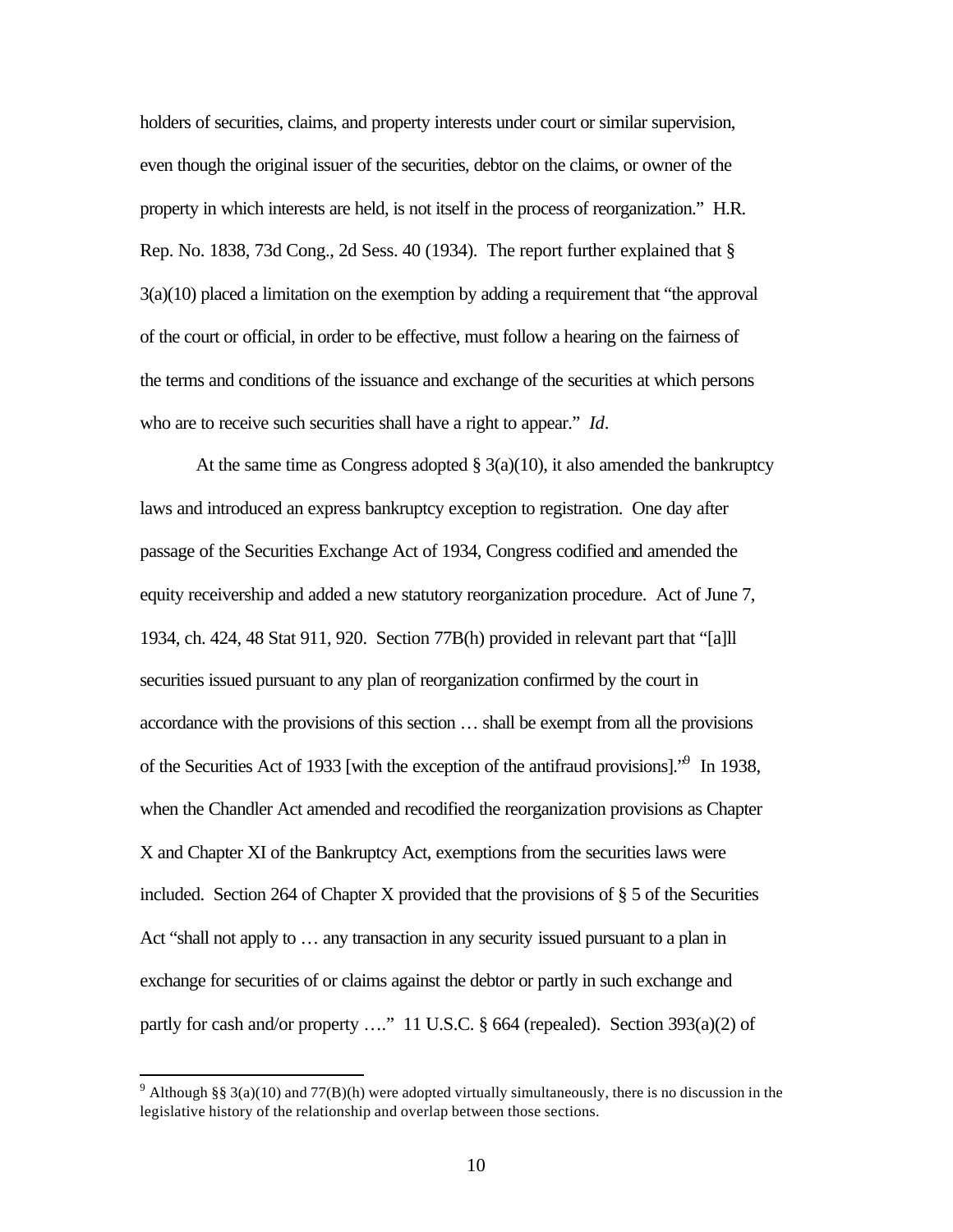holders of securities, claims, and property interests under court or similar supervision, even though the original issuer of the securities, debtor on the claims, or owner of the property in which interests are held, is not itself in the process of reorganization." H.R. Rep. No. 1838, 73d Cong., 2d Sess. 40 (1934). The report further explained that § 3(a)(10) placed a limitation on the exemption by adding a requirement that "the approval of the court or official, in order to be effective, must follow a hearing on the fairness of the terms and conditions of the issuance and exchange of the securities at which persons who are to receive such securities shall have a right to appear." *Id*.

At the same time as Congress adopted § 3(a)(10), it also amended the bankruptcy laws and introduced an express bankruptcy exception to registration. One day after passage of the Securities Exchange Act of 1934, Congress codified and amended the equity receivership and added a new statutory reorganization procedure. Act of June 7, 1934, ch. 424, 48 Stat 911, 920. Section 77B(h) provided in relevant part that "[a]ll securities issued pursuant to any plan of reorganization confirmed by the court in accordance with the provisions of this section … shall be exempt from all the provisions of the Securities Act of 1933 [with the exception of the antifraud provisions]."[9] In 1938, when the Chandler Act amended and recodified the reorganization provisions as Chapter X and Chapter XI of the Bankruptcy Act, exemptions from the securities laws were included. Section 264 of Chapter X provided that the provisions of § 5 of the Securities Act "shall not apply to … any transaction in any security issued pursuant to a plan in exchange for securities of or claims against the debtor or partly in such exchange and partly for cash and/or property …." 11 U.S.C. § 664 (repealed). Section 393(a)(2) of

[9] Although §§ 3(a)(10) and 77(B)(h) were adopted virtually simultaneously, there is no discussion in the legislative history of the relationship and overlap between those sections.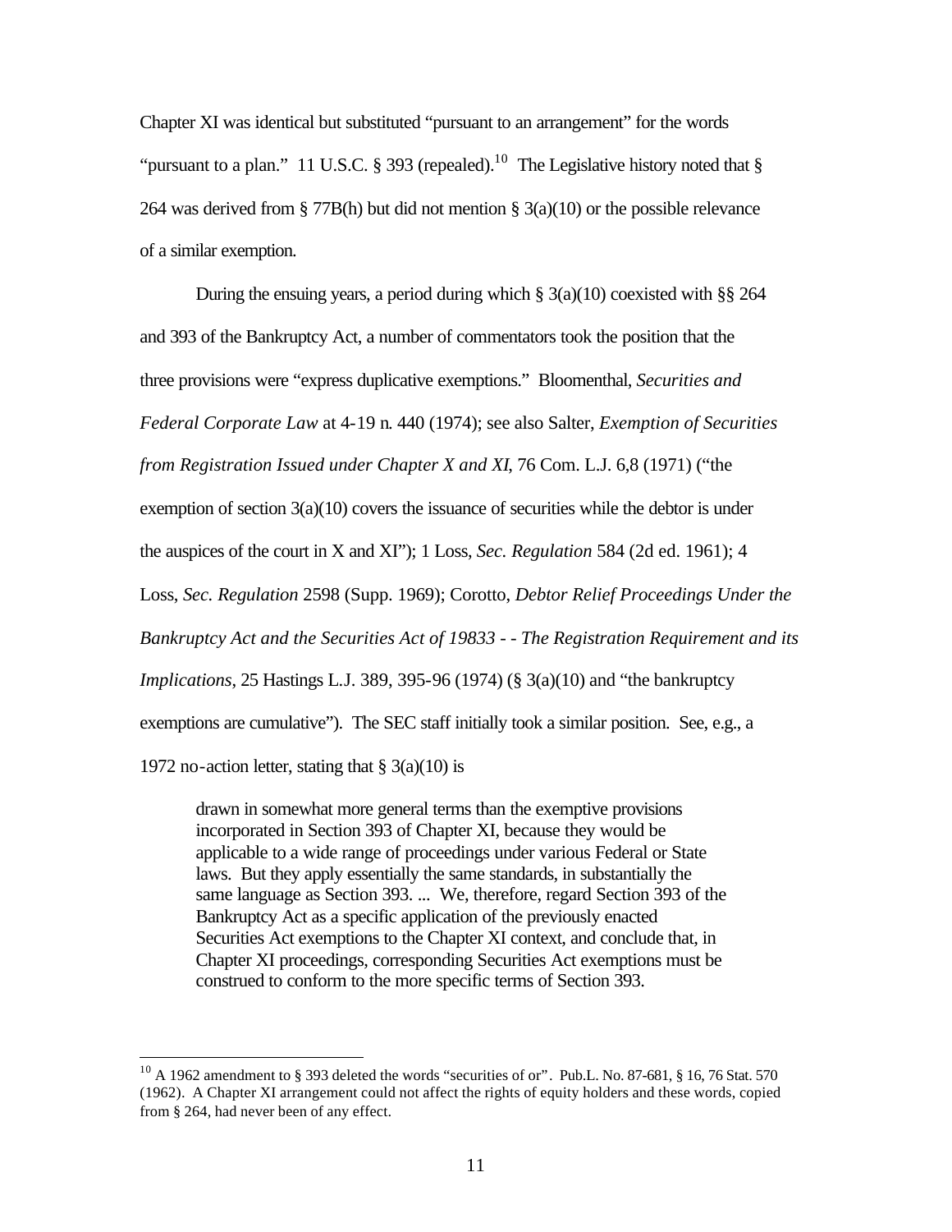Chapter XI was identical but substituted "pursuant to an arrangement" for the words "pursuant to a plan." 11 U.S.C. § 393 (repealed).[10] The Legislative history noted that § 264 was derived from § 77B(h) but did not mention § 3(a)(10) or the possible relevance of a similar exemption.

During the ensuing years, a period during which § 3(a)(10) coexisted with §§ 264 and 393 of the Bankruptcy Act, a number of commentators took the position that the three provisions were "express duplicative exemptions." Bloomenthal, *Securities and Federal Corporate Law* at 4-19 n. 440 (1974); see also Salter, *Exemption of Securities from Registration Issued under Chapter X and XI*, 76 Com. L.J. 6,8 (1971) ("the exemption of section 3(a)(10) covers the issuance of securities while the debtor is under the auspices of the court in X and XI"); 1 Loss, *Sec. Regulation* 584 (2d ed. 1961); 4 Loss, *Sec. Regulation* 2598 (Supp. 1969); Corotto, *Debtor Relief Proceedings Under the Bankruptcy Act and the Securities Act of 19833 - - The Registration Requirement and its Implications*, 25 Hastings L.J. 389, 395-96 (1974) (§ 3(a)(10) and "the bankruptcy exemptions are cumulative"). The SEC staff initially took a similar position. See, e.g., a 1972 no-action letter, stating that § 3(a)(10) is

> drawn in somewhat more general terms than the exemptive provisions incorporated in Section 393 of Chapter XI, because they would be applicable to a wide range of proceedings under various Federal or State laws. But they apply essentially the same standards, in substantially the same language as Section 393. ... We, therefore, regard Section 393 of the Bankruptcy Act as a specific application of the previously enacted Securities Act exemptions to the Chapter XI context, and conclude that, in Chapter XI proceedings, corresponding Securities Act exemptions must be construed to conform to the more specific terms of Section 393.

---

[10] A 1962 amendment to § 393 deleted the words "securities of or". Pub.L. No. 87-681, § 16, 76 Stat. 570 (1962). A Chapter XI arrangement could not affect the rights of equity holders and these words, copied from § 264, had never been of any effect.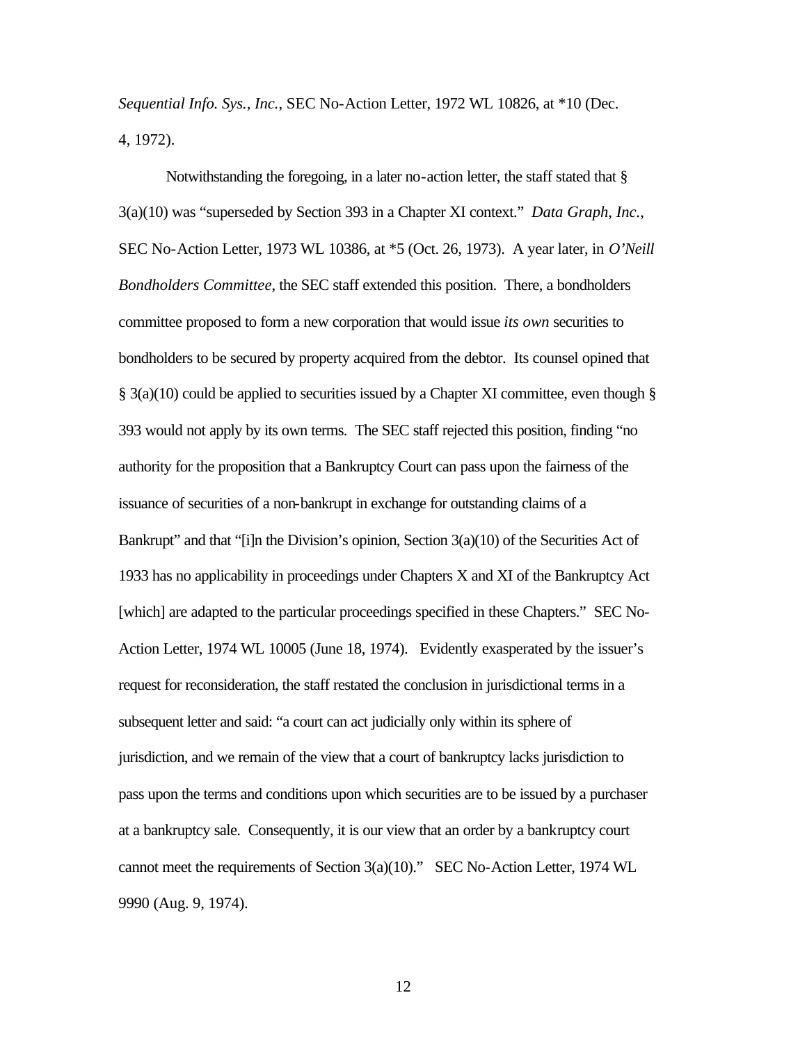*Sequential Info. Sys., Inc.*, SEC No-Action Letter, 1972 WL 10826, at *10 (Dec. 4, 1972).

Notwithstanding the foregoing, in a later no-action letter, the staff stated that § 3(a)(10) was "superseded by Section 393 in a Chapter XI context." *Data Graph, Inc.*, SEC No-Action Letter, 1973 WL 10386, at *5 (Oct. 26, 1973). A year later, in *O'Neill Bondholders Committee*, the SEC staff extended this position. There, a bondholders committee proposed to form a new corporation that would issue *its own* securities to bondholders to be secured by property acquired from the debtor. Its counsel opined that § 3(a)(10) could be applied to securities issued by a Chapter XI committee, even though § 393 would not apply by its own terms. The SEC staff rejected this position, finding "no authority for the proposition that a Bankruptcy Court can pass upon the fairness of the issuance of securities of a non-bankrupt in exchange for outstanding claims of a Bankrupt" and that "[i]n the Division's opinion, Section 3(a)(10) of the Securities Act of 1933 has no applicability in proceedings under Chapters X and XI of the Bankruptcy Act [which] are adapted to the particular proceedings specified in these Chapters." SEC No-Action Letter, 1974 WL 10005 (June 18, 1974). Evidently exasperated by the issuer's request for reconsideration, the staff restated the conclusion in jurisdictional terms in a subsequent letter and said: "a court can act judicially only within its sphere of jurisdiction, and we remain of the view that a court of bankruptcy lacks jurisdiction to pass upon the terms and conditions upon which securities are to be issued by a purchaser at a bankruptcy sale. Consequently, it is our view that an order by a bankruptcy court cannot meet the requirements of Section 3(a)(10)." SEC No-Action Letter, 1974 WL 9990 (Aug. 9, 1974).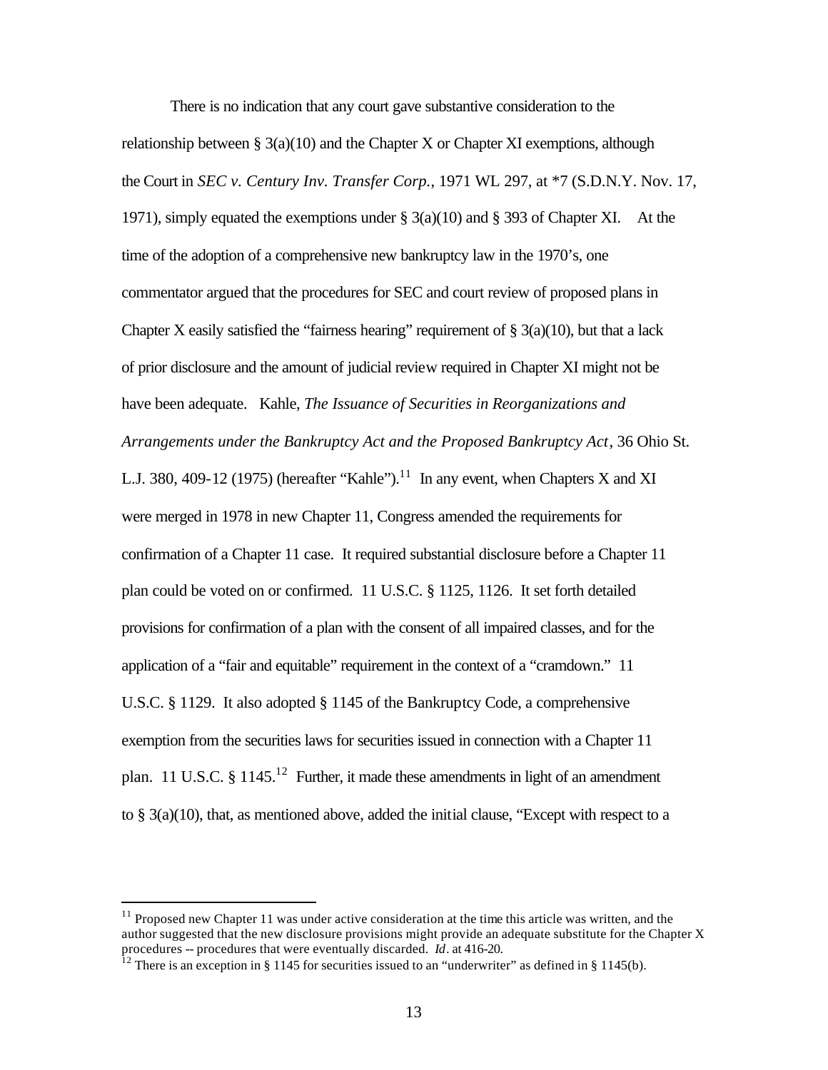There is no indication that any court gave substantive consideration to the relationship between § 3(a)(10) and the Chapter X or Chapter XI exemptions, although the Court in *SEC v. Century Inv. Transfer Corp.*, 1971 WL 297, at *7 (S.D.N.Y. Nov. 17, 1971), simply equated the exemptions under § 3(a)(10) and § 393 of Chapter XI. At the time of the adoption of a comprehensive new bankruptcy law in the 1970's, one commentator argued that the procedures for SEC and court review of proposed plans in Chapter X easily satisfied the "fairness hearing" requirement of § 3(a)(10), but that a lack of prior disclosure and the amount of judicial review required in Chapter XI might not be have been adequate. Kahle, *The Issuance of Securities in Reorganizations and Arrangements under the Bankruptcy Act and the Proposed Bankruptcy Act*, 36 Ohio St. L.J. 380, 409-12 (1975) (hereafter "Kahle").[11] In any event, when Chapters X and XI were merged in 1978 in new Chapter 11, Congress amended the requirements for confirmation of a Chapter 11 case. It required substantial disclosure before a Chapter 11 plan could be voted on or confirmed. 11 U.S.C. § 1125, 1126. It set forth detailed provisions for confirmation of a plan with the consent of all impaired classes, and for the application of a "fair and equitable" requirement in the context of a "cramdown." 11 U.S.C. § 1129. It also adopted § 1145 of the Bankruptcy Code, a comprehensive exemption from the securities laws for securities issued in connection with a Chapter 11 plan. 11 U.S.C. § 1145.[12] Further, it made these amendments in light of an amendment to § 3(a)(10), that, as mentioned above, added the initial clause, "Except with respect to a

[11] Proposed new Chapter 11 was under active consideration at the time this article was written, and the author suggested that the new disclosure provisions might provide an adequate substitute for the Chapter X procedures -- procedures that were eventually discarded. *Id*. at 416-20.

[12] There is an exception in § 1145 for securities issued to an "underwriter" as defined in § 1145(b).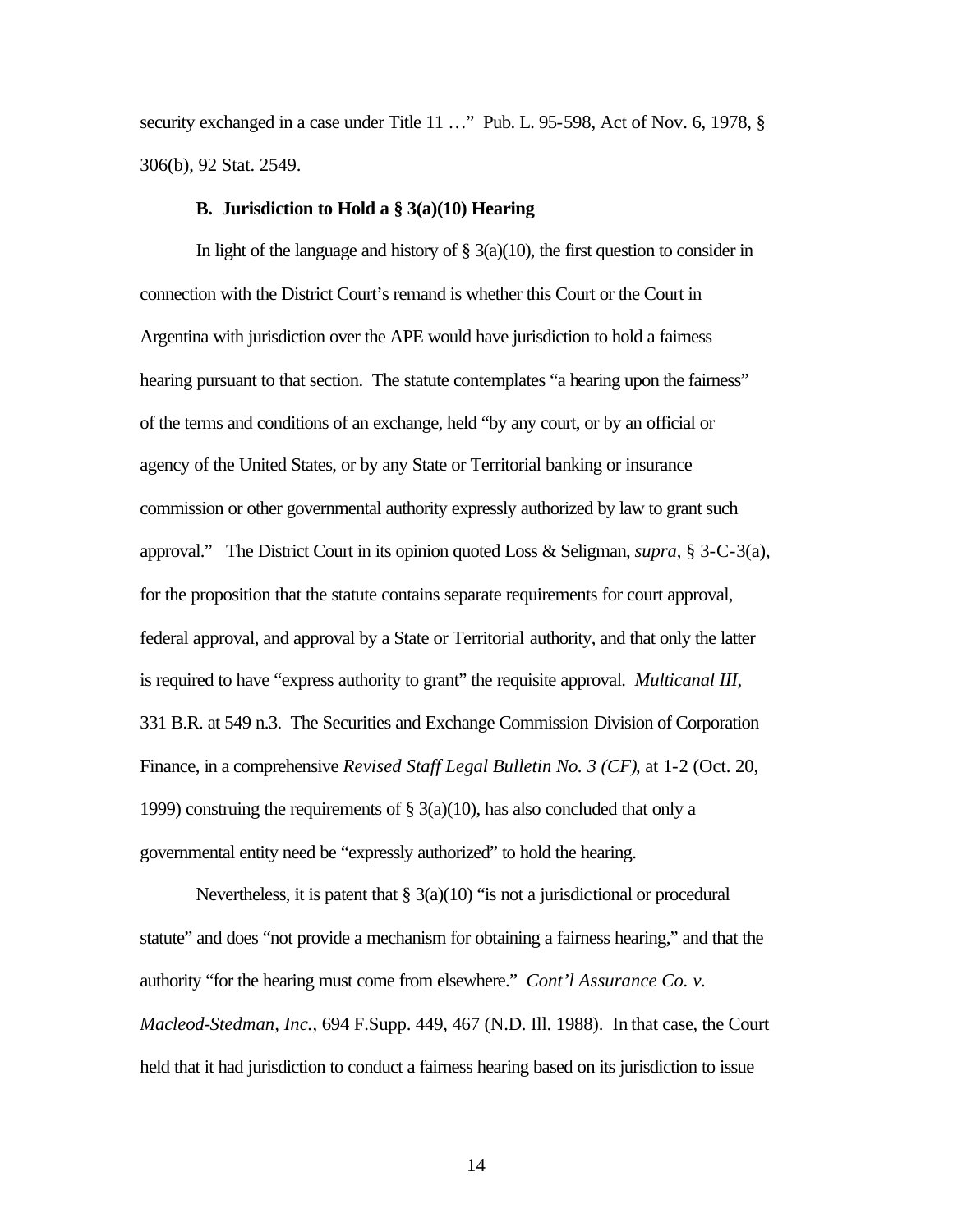security exchanged in a case under Title 11 …" Pub. L. 95-598, Act of Nov. 6, 1978, § 306(b), 92 Stat. 2549.

### B. Jurisdiction to Hold a § 3(a)(10) Hearing

In light of the language and history of § 3(a)(10), the first question to consider in connection with the District Court's remand is whether this Court or the Court in Argentina with jurisdiction over the APE would have jurisdiction to hold a fairness hearing pursuant to that section. The statute contemplates "a hearing upon the fairness" of the terms and conditions of an exchange, held "by any court, or by an official or agency of the United States, or by any State or Territorial banking or insurance commission or other governmental authority expressly authorized by law to grant such approval." The District Court in its opinion quoted Loss & Seligman, *supra*, § 3-C-3(a), for the proposition that the statute contains separate requirements for court approval, federal approval, and approval by a State or Territorial authority, and that only the latter is required to have "express authority to grant" the requisite approval. *Multicanal III*, 331 B.R. at 549 n.3. The Securities and Exchange Commission Division of Corporation Finance, in a comprehensive *Revised Staff Legal Bulletin No. 3 (CF)*, at 1-2 (Oct. 20, 1999) construing the requirements of § 3(a)(10), has also concluded that only a governmental entity need be "expressly authorized" to hold the hearing.

Nevertheless, it is patent that § 3(a)(10) "is not a jurisdictional or procedural statute" and does "not provide a mechanism for obtaining a fairness hearing," and that the authority "for the hearing must come from elsewhere." *Cont'l Assurance Co. v. Macleod-Stedman, Inc.*, 694 F.Supp. 449, 467 (N.D. Ill. 1988). In that case, the Court held that it had jurisdiction to conduct a fairness hearing based on its jurisdiction to issue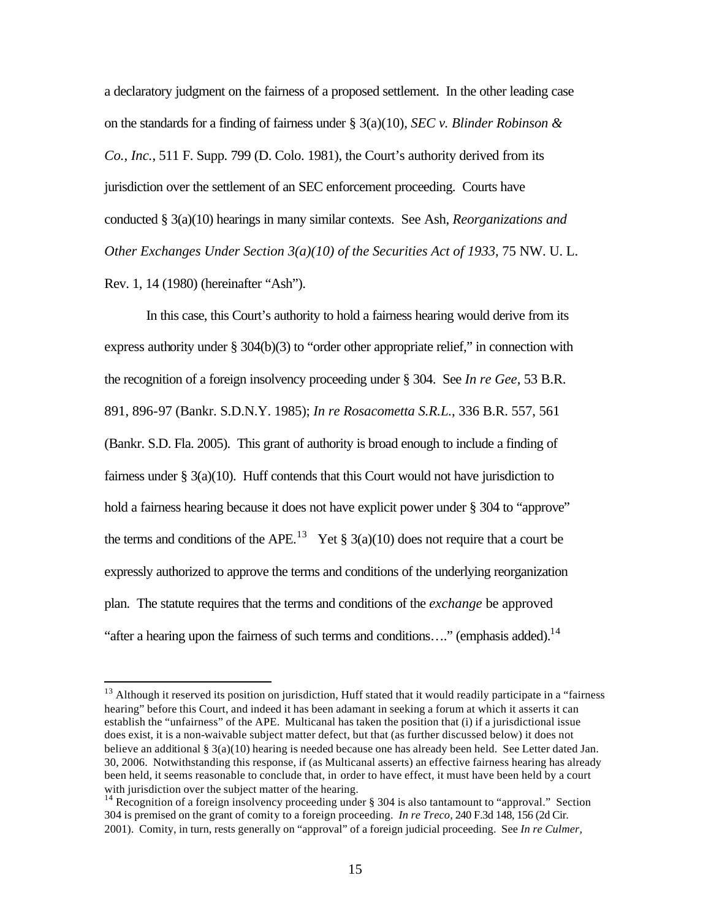a declaratory judgment on the fairness of a proposed settlement. In the other leading case on the standards for a finding of fairness under § 3(a)(10), *SEC v. Blinder Robinson & Co., Inc.*, 511 F. Supp. 799 (D. Colo. 1981), the Court's authority derived from its jurisdiction over the settlement of an SEC enforcement proceeding. Courts have conducted § 3(a)(10) hearings in many similar contexts. See Ash, *Reorganizations and Other Exchanges Under Section 3(a)(10) of the Securities Act of 1933*, 75 NW. U. L. Rev. 1, 14 (1980) (hereinafter "Ash").

In this case, this Court's authority to hold a fairness hearing would derive from its express authority under § 304(b)(3) to "order other appropriate relief," in connection with the recognition of a foreign insolvency proceeding under § 304. See *In re Gee*, 53 B.R. 891, 896-97 (Bankr. S.D.N.Y. 1985); *In re Rosacometta S.R.L.*, 336 B.R. 557, 561 (Bankr. S.D. Fla. 2005). This grant of authority is broad enough to include a finding of fairness under § 3(a)(10). Huff contends that this Court would not have jurisdiction to hold a fairness hearing because it does not have explicit power under § 304 to "approve" the terms and conditions of the APE.[13] Yet § 3(a)(10) does not require that a court be expressly authorized to approve the terms and conditions of the underlying reorganization plan. The statute requires that the terms and conditions of the *exchange* be approved "after a hearing upon the fairness of such terms and conditions…." (emphasis added).[14]

---

[13] Although it reserved its position on jurisdiction, Huff stated that it would readily participate in a "fairness hearing" before this Court, and indeed it has been adamant in seeking a forum at which it asserts it can establish the "unfairness" of the APE. Multicanal has taken the position that (i) if a jurisdictional issue does exist, it is a non-waivable subject matter defect, but that (as further discussed below) it does not believe an additional § 3(a)(10) hearing is needed because one has already been held. See Letter dated Jan. 30, 2006. Notwithstanding this response, if (as Multicanal asserts) an effective fairness hearing has already been held, it seems reasonable to conclude that, in order to have effect, it must have been held by a court with jurisdiction over the subject matter of the hearing.

[14] Recognition of a foreign insolvency proceeding under § 304 is also tantamount to "approval." Section 304 is premised on the grant of comity to a foreign proceeding. *In re Treco*, 240 F.3d 148, 156 (2d Cir. 2001). Comity, in turn, rests generally on "approval" of a foreign judicial proceeding. See *In re Culmer*,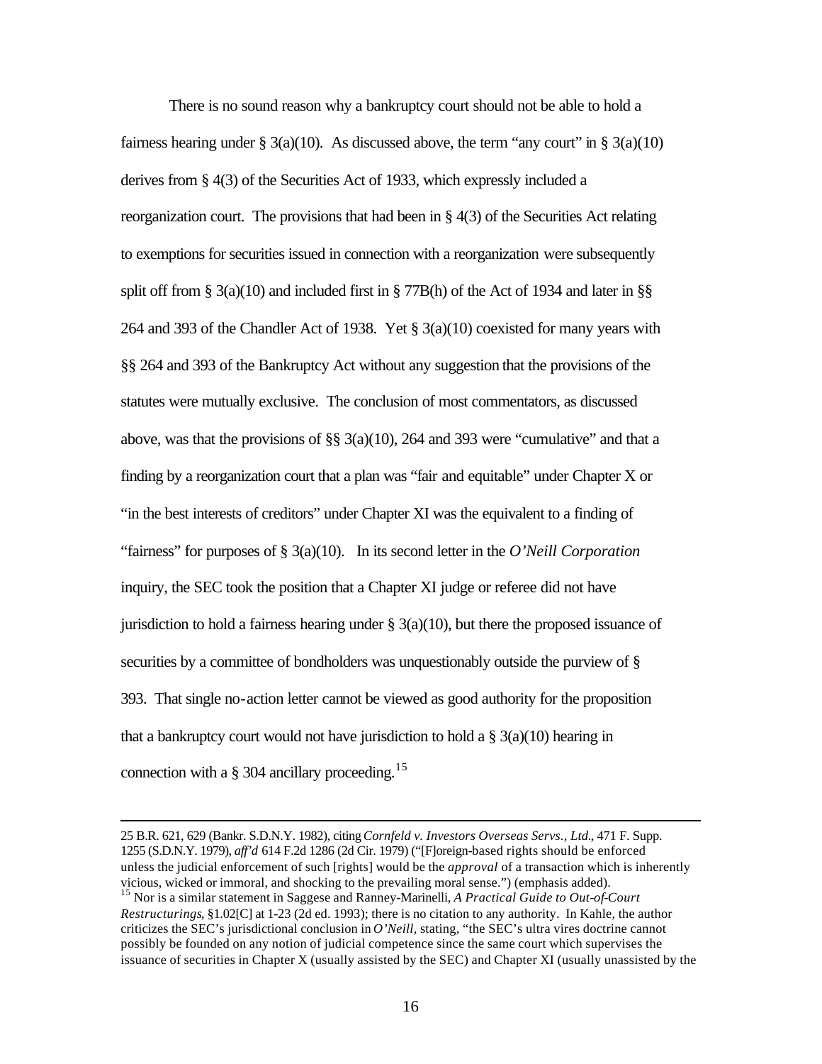There is no sound reason why a bankruptcy court should not be able to hold a fairness hearing under § 3(a)(10). As discussed above, the term "any court" in § 3(a)(10) derives from § 4(3) of the Securities Act of 1933, which expressly included a reorganization court. The provisions that had been in § 4(3) of the Securities Act relating to exemptions for securities issued in connection with a reorganization were subsequently split off from § 3(a)(10) and included first in § 77B(h) of the Act of 1934 and later in §§ 264 and 393 of the Chandler Act of 1938. Yet § 3(a)(10) coexisted for many years with §§ 264 and 393 of the Bankruptcy Act without any suggestion that the provisions of the statutes were mutually exclusive. The conclusion of most commentators, as discussed above, was that the provisions of §§ 3(a)(10), 264 and 393 were "cumulative" and that a finding by a reorganization court that a plan was "fair and equitable" under Chapter X or "in the best interests of creditors" under Chapter XI was the equivalent to a finding of "fairness" for purposes of § 3(a)(10). In its second letter in the *O'Neill Corporation* inquiry, the SEC took the position that a Chapter XI judge or referee did not have jurisdiction to hold a fairness hearing under § 3(a)(10), but there the proposed issuance of securities by a committee of bondholders was unquestionably outside the purview of § 393. That single no-action letter cannot be viewed as good authority for the proposition that a bankruptcy court would not have jurisdiction to hold a § 3(a)(10) hearing in connection with a § 304 ancillary proceeding.[15]

---

25 B.R. 621, 629 (Bankr. S.D.N.Y. 1982), citing *Cornfeld v. Investors Overseas Servs., Ltd.*, 471 F. Supp. 1255 (S.D.N.Y. 1979), *aff'd* 614 F.2d 1286 (2d Cir. 1979) ("[F]oreign-based rights should be enforced unless the judicial enforcement of such [rights] would be the *approval* of a transaction which is inherently vicious, wicked or immoral, and shocking to the prevailing moral sense.") (emphasis added).

[15] Nor is a similar statement in Saggese and Ranney-Marinelli, *A Practical Guide to Out-of-Court Restructurings*, §1.02[C] at 1-23 (2d ed. 1993); there is no citation to any authority. In Kahle, the author criticizes the SEC's jurisdictional conclusion in *O'Neill*, stating, "the SEC's ultra vires doctrine cannot possibly be founded on any notion of judicial competence since the same court which supervises the issuance of securities in Chapter X (usually assisted by the SEC) and Chapter XI (usually unassisted by the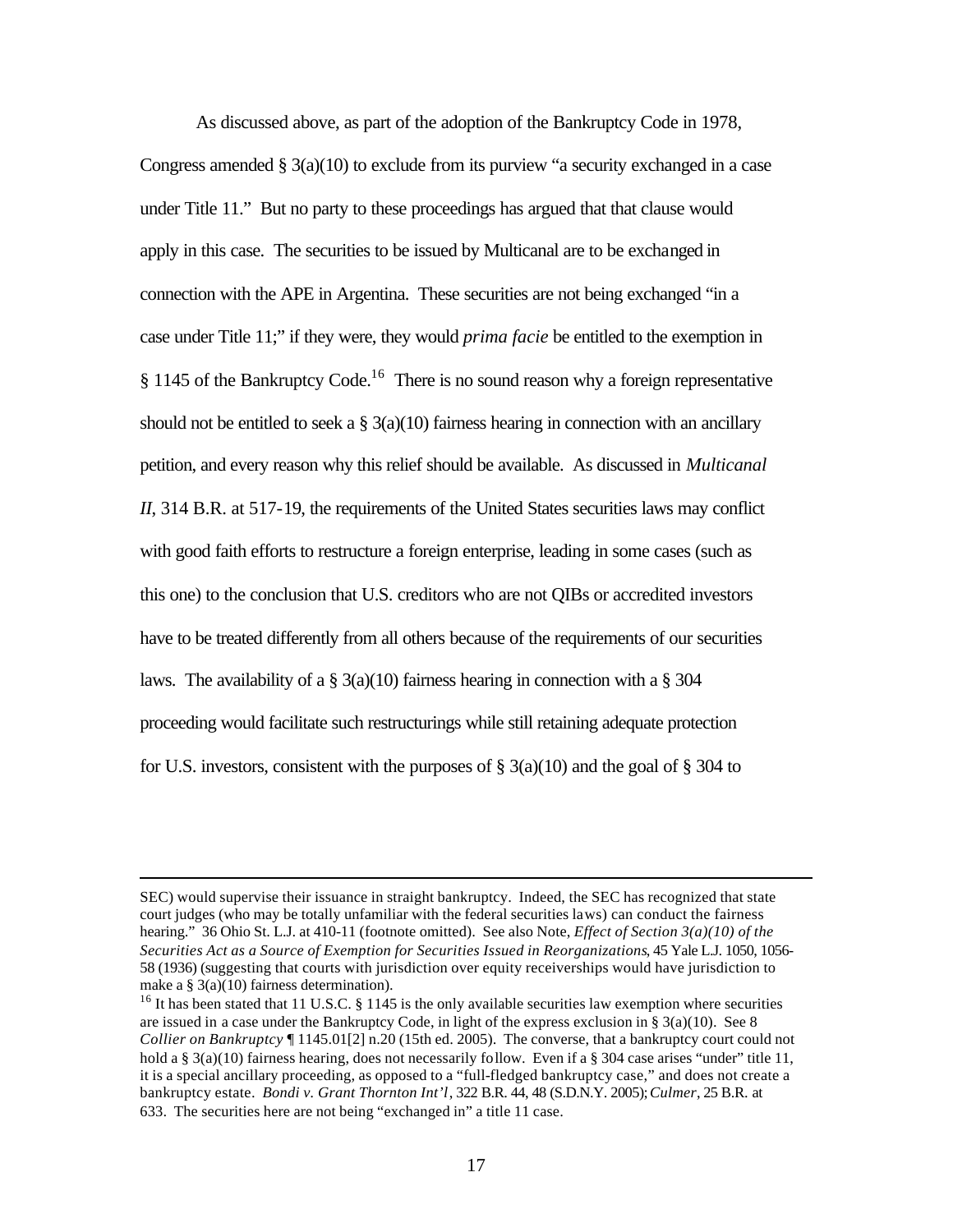As discussed above, as part of the adoption of the Bankruptcy Code in 1978, Congress amended § 3(a)(10) to exclude from its purview "a security exchanged in a case under Title 11." But no party to these proceedings has argued that that clause would apply in this case. The securities to be issued by Multicanal are to be exchanged in connection with the APE in Argentina. These securities are not being exchanged "in a case under Title 11;" if they were, they would *prima facie* be entitled to the exemption in § 1145 of the Bankruptcy Code.[16] There is no sound reason why a foreign representative should not be entitled to seek a § 3(a)(10) fairness hearing in connection with an ancillary petition, and every reason why this relief should be available. As discussed in *Multicanal II*, 314 B.R. at 517-19, the requirements of the United States securities laws may conflict with good faith efforts to restructure a foreign enterprise, leading in some cases (such as this one) to the conclusion that U.S. creditors who are not QIBs or accredited investors have to be treated differently from all others because of the requirements of our securities laws. The availability of a § 3(a)(10) fairness hearing in connection with a § 304 proceeding would facilitate such restructurings while still retaining adequate protection for U.S. investors, consistent with the purposes of § 3(a)(10) and the goal of § 304 to

---

SEC) would supervise their issuance in straight bankruptcy. Indeed, the SEC has recognized that state court judges (who may be totally unfamiliar with the federal securities laws) can conduct the fairness hearing." 36 Ohio St. L.J. at 410-11 (footnote omitted). See also Note, *Effect of Section 3(a)(10) of the Securities Act as a Source of Exemption for Securities Issued in Reorganizations*, 45 Yale L.J. 1050, 1056-58 (1936) (suggesting that courts with jurisdiction over equity receiverships would have jurisdiction to make a § 3(a)(10) fairness determination).

[16] It has been stated that 11 U.S.C. § 1145 is the only available securities law exemption where securities are issued in a case under the Bankruptcy Code, in light of the express exclusion in § 3(a)(10). See 8 *Collier on Bankruptcy* ¶ 1145.01[2] n.20 (15th ed. 2005). The converse, that a bankruptcy court could not hold a § 3(a)(10) fairness hearing, does not necessarily follow. Even if a § 304 case arises "under" title 11, it is a special ancillary proceeding, as opposed to a "full-fledged bankruptcy case," and does not create a bankruptcy estate. *Bondi v. Grant Thornton Int'l*, 322 B.R. 44, 48 (S.D.N.Y. 2005); *Culmer*, 25 B.R. at 633. The securities here are not being "exchanged in" a title 11 case.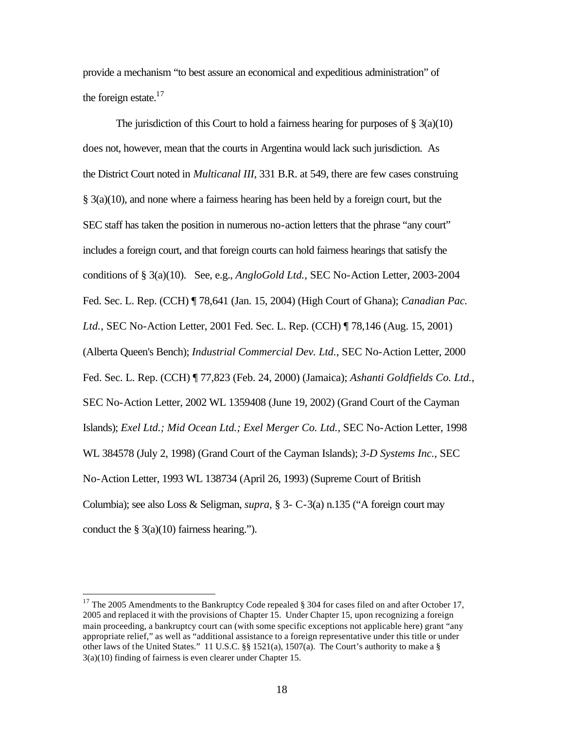provide a mechanism "to best assure an economical and expeditious administration" of the foreign estate.[17]

The jurisdiction of this Court to hold a fairness hearing for purposes of § 3(a)(10) does not, however, mean that the courts in Argentina would lack such jurisdiction. As the District Court noted in *Multicanal III*, 331 B.R. at 549, there are few cases construing § 3(a)(10), and none where a fairness hearing has been held by a foreign court, but the SEC staff has taken the position in numerous no-action letters that the phrase "any court" includes a foreign court, and that foreign courts can hold fairness hearings that satisfy the conditions of § 3(a)(10). See, e.g., *AngloGold Ltd.*, SEC No-Action Letter, 2003-2004 Fed. Sec. L. Rep. (CCH) ¶ 78,641 (Jan. 15, 2004) (High Court of Ghana); *Canadian Pac. Ltd.*, SEC No-Action Letter, 2001 Fed. Sec. L. Rep. (CCH) ¶ 78,146 (Aug. 15, 2001) (Alberta Queen's Bench); *Industrial Commercial Dev. Ltd.*, SEC No-Action Letter, 2000 Fed. Sec. L. Rep. (CCH) ¶ 77,823 (Feb. 24, 2000) (Jamaica); *Ashanti Goldfields Co. Ltd.*, SEC No-Action Letter, 2002 WL 1359408 (June 19, 2002) (Grand Court of the Cayman Islands); *Exel Ltd.; Mid Ocean Ltd.; Exel Merger Co. Ltd.*, SEC No-Action Letter, 1998 WL 384578 (July 2, 1998) (Grand Court of the Cayman Islands); *3-D Systems Inc.*, SEC No-Action Letter, 1993 WL 138734 (April 26, 1993) (Supreme Court of British Columbia); see also Loss & Seligman, *supra*, § 3- C-3(a) n.135 ("A foreign court may conduct the § 3(a)(10) fairness hearing.").

---

[17] The 2005 Amendments to the Bankruptcy Code repealed § 304 for cases filed on and after October 17, 2005 and replaced it with the provisions of Chapter 15. Under Chapter 15, upon recognizing a foreign main proceeding, a bankruptcy court can (with some specific exceptions not applicable here) grant "any appropriate relief," as well as "additional assistance to a foreign representative under this title or under other laws of the United States." 11 U.S.C. §§ 1521(a), 1507(a). The Court's authority to make a § 3(a)(10) finding of fairness is even clearer under Chapter 15.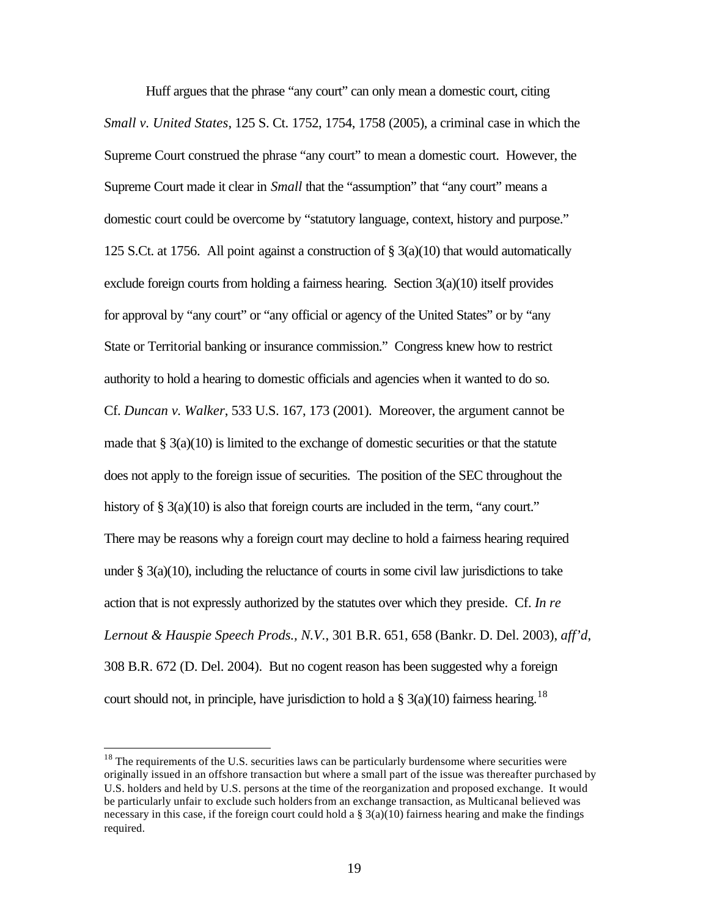Huff argues that the phrase "any court" can only mean a domestic court, citing *Small v. United States*, 125 S. Ct. 1752, 1754, 1758 (2005), a criminal case in which the Supreme Court construed the phrase "any court" to mean a domestic court. However, the Supreme Court made it clear in *Small* that the "assumption" that "any court" means a domestic court could be overcome by "statutory language, context, history and purpose." 125 S.Ct. at 1756. All point against a construction of § 3(a)(10) that would automatically exclude foreign courts from holding a fairness hearing. Section 3(a)(10) itself provides for approval by "any court" or "any official or agency of the United States" or by "any State or Territorial banking or insurance commission." Congress knew how to restrict authority to hold a hearing to domestic officials and agencies when it wanted to do so. Cf. *Duncan v. Walker*, 533 U.S. 167, 173 (2001). Moreover, the argument cannot be made that § 3(a)(10) is limited to the exchange of domestic securities or that the statute does not apply to the foreign issue of securities. The position of the SEC throughout the history of § 3(a)(10) is also that foreign courts are included in the term, "any court." There may be reasons why a foreign court may decline to hold a fairness hearing required under § 3(a)(10), including the reluctance of courts in some civil law jurisdictions to take action that is not expressly authorized by the statutes over which they preside. Cf. *In re Lernout & Hauspie Speech Prods., N.V.*, 301 B.R. 651, 658 (Bankr. D. Del. 2003), *aff'd*, 308 B.R. 672 (D. Del. 2004). But no cogent reason has been suggested why a foreign court should not, in principle, have jurisdiction to hold a § 3(a)(10) fairness hearing.[18]

[18] The requirements of the U.S. securities laws can be particularly burdensome where securities were originally issued in an offshore transaction but where a small part of the issue was thereafter purchased by U.S. holders and held by U.S. persons at the time of the reorganization and proposed exchange. It would be particularly unfair to exclude such holders from an exchange transaction, as Multicanal believed was necessary in this case, if the foreign court could hold a § 3(a)(10) fairness hearing and make the findings required.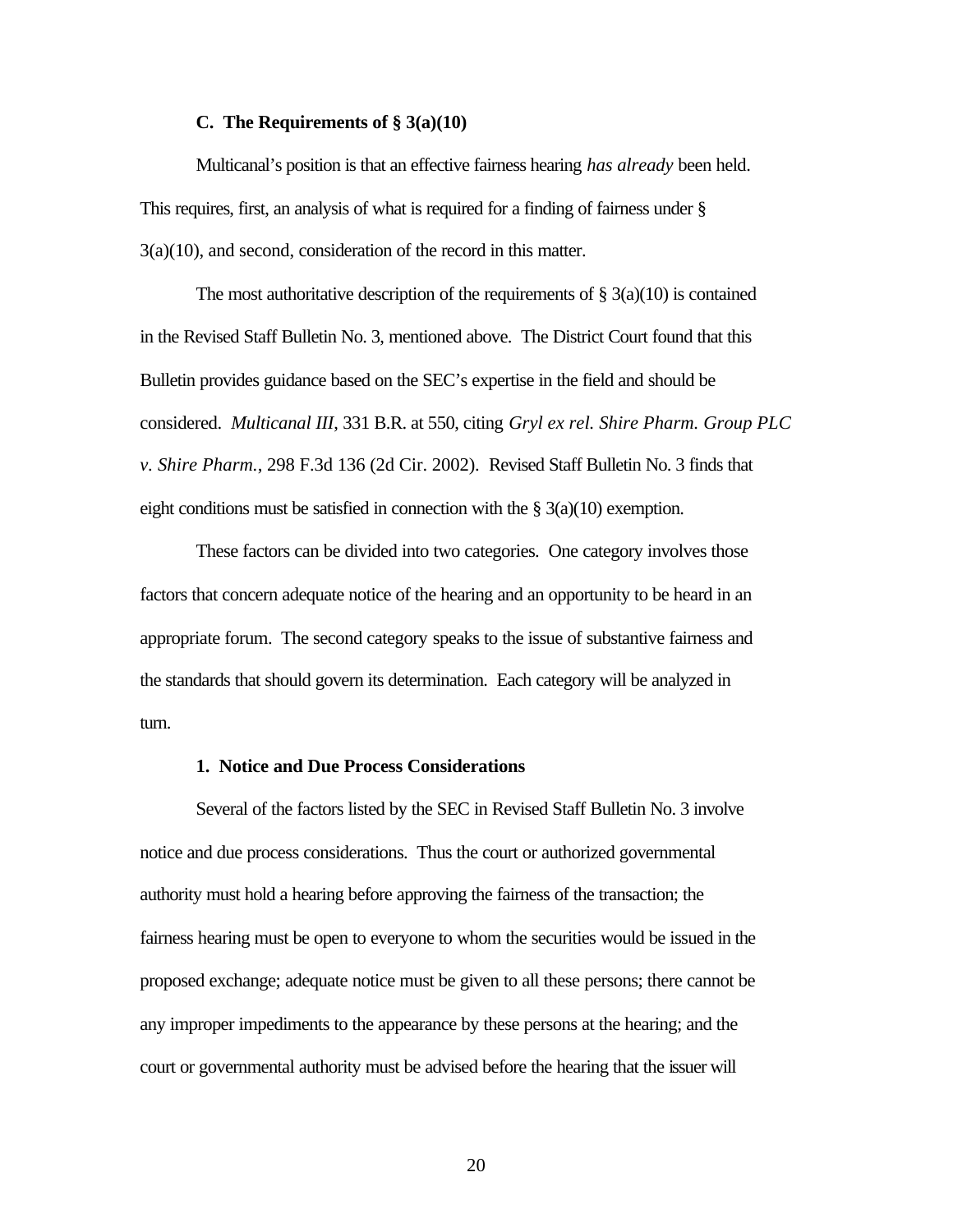### C. The Requirements of § 3(a)(10)

Multicanal's position is that an effective fairness hearing *has already* been held. This requires, first, an analysis of what is required for a finding of fairness under § 3(a)(10), and second, consideration of the record in this matter.

The most authoritative description of the requirements of § 3(a)(10) is contained in the Revised Staff Bulletin No. 3, mentioned above. The District Court found that this Bulletin provides guidance based on the SEC's expertise in the field and should be considered. *Multicanal III*, 331 B.R. at 550, citing *Gryl ex rel. Shire Pharm. Group PLC v. Shire Pharm.*, 298 F.3d 136 (2d Cir. 2002). Revised Staff Bulletin No. 3 finds that eight conditions must be satisfied in connection with the § 3(a)(10) exemption.

These factors can be divided into two categories. One category involves those factors that concern adequate notice of the hearing and an opportunity to be heard in an appropriate forum. The second category speaks to the issue of substantive fairness and the standards that should govern its determination. Each category will be analyzed in turn.

#### 1. Notice and Due Process Considerations

Several of the factors listed by the SEC in Revised Staff Bulletin No. 3 involve notice and due process considerations. Thus the court or authorized governmental authority must hold a hearing before approving the fairness of the transaction; the fairness hearing must be open to everyone to whom the securities would be issued in the proposed exchange; adequate notice must be given to all these persons; there cannot be any improper impediments to the appearance by these persons at the hearing; and the court or governmental authority must be advised before the hearing that the issuer will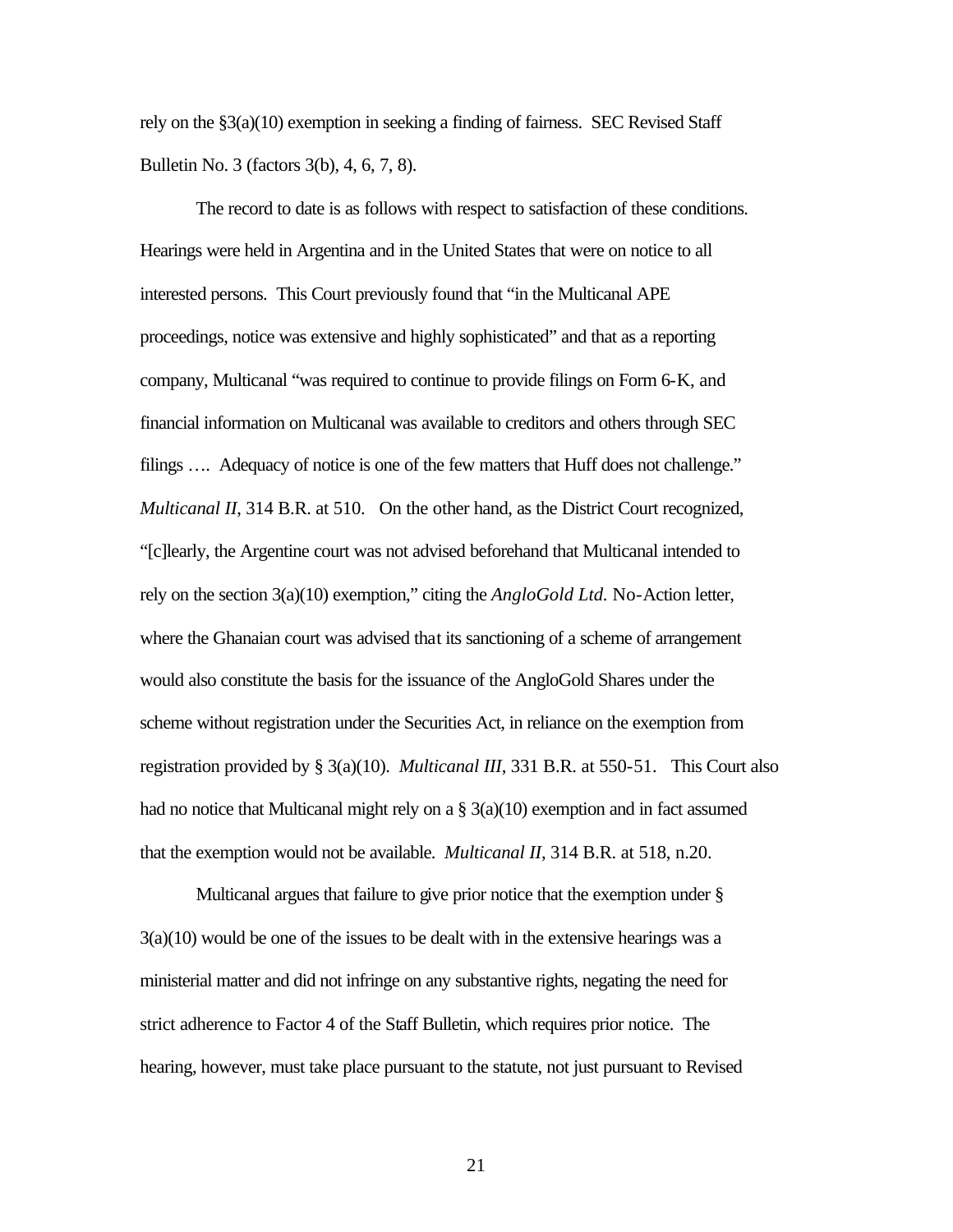rely on the §3(a)(10) exemption in seeking a finding of fairness. SEC Revised Staff Bulletin No. 3 (factors 3(b), 4, 6, 7, 8).

The record to date is as follows with respect to satisfaction of these conditions. Hearings were held in Argentina and in the United States that were on notice to all interested persons. This Court previously found that "in the Multicanal APE proceedings, notice was extensive and highly sophisticated" and that as a reporting company, Multicanal "was required to continue to provide filings on Form 6-K, and financial information on Multicanal was available to creditors and others through SEC filings …. Adequacy of notice is one of the few matters that Huff does not challenge." *Multicanal II*, 314 B.R. at 510. On the other hand, as the District Court recognized, "[c]learly, the Argentine court was not advised beforehand that Multicanal intended to rely on the section 3(a)(10) exemption," citing the *AngloGold Ltd.* No-Action letter, where the Ghanaian court was advised that its sanctioning of a scheme of arrangement would also constitute the basis for the issuance of the AngloGold Shares under the scheme without registration under the Securities Act, in reliance on the exemption from registration provided by § 3(a)(10). *Multicanal III*, 331 B.R. at 550-51. This Court also had no notice that Multicanal might rely on a § 3(a)(10) exemption and in fact assumed that the exemption would not be available. *Multicanal II*, 314 B.R. at 518, n.20.

Multicanal argues that failure to give prior notice that the exemption under § 3(a)(10) would be one of the issues to be dealt with in the extensive hearings was a ministerial matter and did not infringe on any substantive rights, negating the need for strict adherence to Factor 4 of the Staff Bulletin, which requires prior notice. The hearing, however, must take place pursuant to the statute, not just pursuant to Revised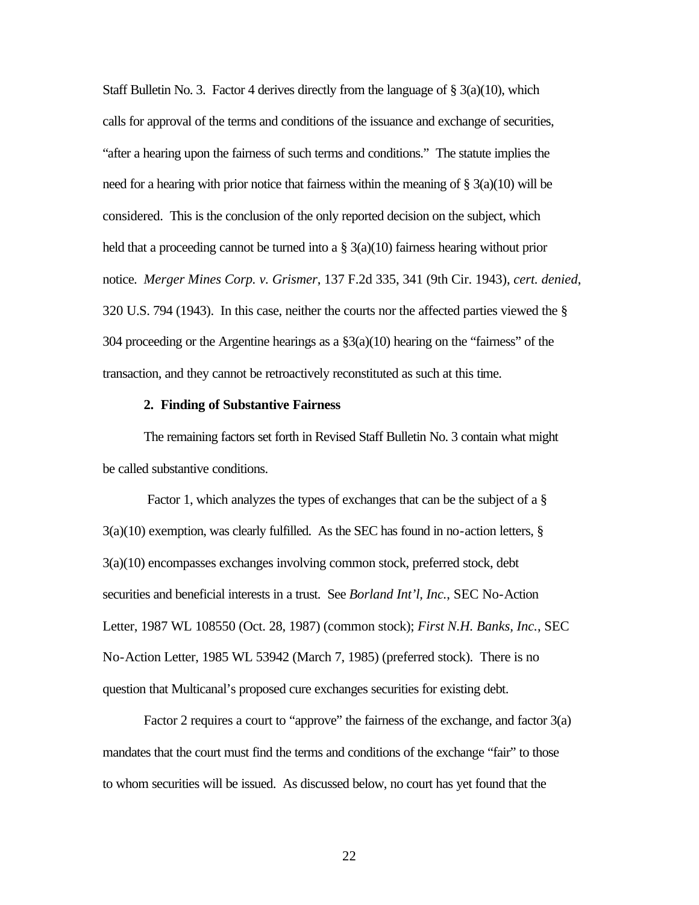Staff Bulletin No. 3. Factor 4 derives directly from the language of § 3(a)(10), which calls for approval of the terms and conditions of the issuance and exchange of securities, "after a hearing upon the fairness of such terms and conditions." The statute implies the need for a hearing with prior notice that fairness within the meaning of § 3(a)(10) will be considered. This is the conclusion of the only reported decision on the subject, which held that a proceeding cannot be turned into a § 3(a)(10) fairness hearing without prior notice. *Merger Mines Corp. v. Grismer*, 137 F.2d 335, 341 (9th Cir. 1943), *cert. denied*, 320 U.S. 794 (1943). In this case, neither the courts nor the affected parties viewed the § 304 proceeding or the Argentine hearings as a §3(a)(10) hearing on the "fairness" of the transaction, and they cannot be retroactively reconstituted as such at this time.

**2. Finding of Substantive Fairness**

The remaining factors set forth in Revised Staff Bulletin No. 3 contain what might be called substantive conditions.

Factor 1, which analyzes the types of exchanges that can be the subject of a § 3(a)(10) exemption, was clearly fulfilled. As the SEC has found in no-action letters, § 3(a)(10) encompasses exchanges involving common stock, preferred stock, debt securities and beneficial interests in a trust. See *Borland Int'l, Inc.*, SEC No-Action Letter, 1987 WL 108550 (Oct. 28, 1987) (common stock); *First N.H. Banks, Inc.*, SEC No-Action Letter, 1985 WL 53942 (March 7, 1985) (preferred stock). There is no question that Multicanal's proposed cure exchanges securities for existing debt.

Factor 2 requires a court to "approve" the fairness of the exchange, and factor 3(a) mandates that the court must find the terms and conditions of the exchange "fair" to those to whom securities will be issued. As discussed below, no court has yet found that the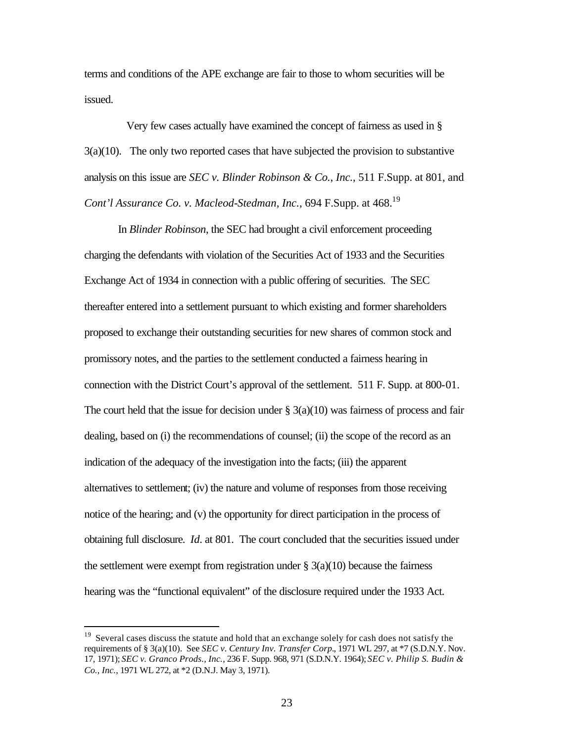terms and conditions of the APE exchange are fair to those to whom securities will be issued.

Very few cases actually have examined the concept of fairness as used in § 3(a)(10). The only two reported cases that have subjected the provision to substantive analysis on this issue are *SEC v. Blinder Robinson & Co., Inc.*, 511 F.Supp. at 801, and *Cont'l Assurance Co. v. Macleod-Stedman, Inc.*, 694 F.Supp. at 468.[19]

In *Blinder Robinson*, the SEC had brought a civil enforcement proceeding charging the defendants with violation of the Securities Act of 1933 and the Securities Exchange Act of 1934 in connection with a public offering of securities. The SEC thereafter entered into a settlement pursuant to which existing and former shareholders proposed to exchange their outstanding securities for new shares of common stock and promissory notes, and the parties to the settlement conducted a fairness hearing in connection with the District Court's approval of the settlement. 511 F. Supp. at 800-01. The court held that the issue for decision under § 3(a)(10) was fairness of process and fair dealing, based on (i) the recommendations of counsel; (ii) the scope of the record as an indication of the adequacy of the investigation into the facts; (iii) the apparent alternatives to settlement; (iv) the nature and volume of responses from those receiving notice of the hearing; and (v) the opportunity for direct participation in the process of obtaining full disclosure. *Id*. at 801. The court concluded that the securities issued under the settlement were exempt from registration under § 3(a)(10) because the fairness hearing was the "functional equivalent" of the disclosure required under the 1933 Act.

---

[19] Several cases discuss the statute and hold that an exchange solely for cash does not satisfy the requirements of § 3(a)(10). See *SEC v. Century Inv. Transfer Corp*., 1971 WL 297, at *7 (S.D.N.Y. Nov. 17, 1971); *SEC v. Granco Prods., Inc.*, 236 F. Supp. 968, 971 (S.D.N.Y. 1964); *SEC v. Philip S. Budin & Co., Inc.*, 1971 WL 272, at *2 (D.N.J. May 3, 1971).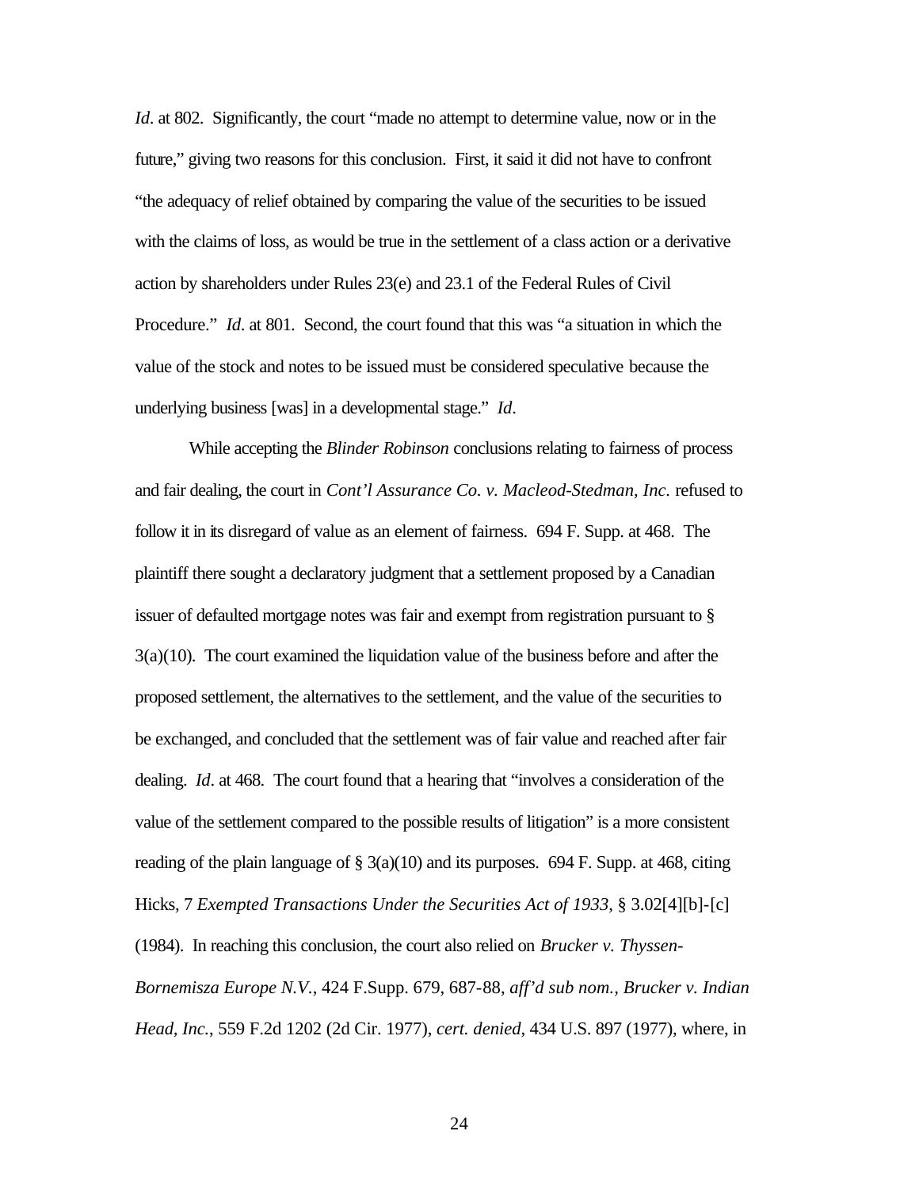*Id*. at 802. Significantly, the court "made no attempt to determine value, now or in the future," giving two reasons for this conclusion. First, it said it did not have to confront "the adequacy of relief obtained by comparing the value of the securities to be issued with the claims of loss, as would be true in the settlement of a class action or a derivative action by shareholders under Rules 23(e) and 23.1 of the Federal Rules of Civil Procedure." *Id*. at 801. Second, the court found that this was "a situation in which the value of the stock and notes to be issued must be considered speculative because the underlying business [was] in a developmental stage." *Id*.

While accepting the *Blinder Robinson* conclusions relating to fairness of process and fair dealing, the court in *Cont'l Assurance Co. v. Macleod-Stedman, Inc.* refused to follow it in its disregard of value as an element of fairness. 694 F. Supp. at 468. The plaintiff there sought a declaratory judgment that a settlement proposed by a Canadian issuer of defaulted mortgage notes was fair and exempt from registration pursuant to § 3(a)(10). The court examined the liquidation value of the business before and after the proposed settlement, the alternatives to the settlement, and the value of the securities to be exchanged, and concluded that the settlement was of fair value and reached after fair dealing. *Id*. at 468. The court found that a hearing that "involves a consideration of the value of the settlement compared to the possible results of litigation" is a more consistent reading of the plain language of § 3(a)(10) and its purposes. 694 F. Supp. at 468, citing Hicks, 7 *Exempted Transactions Under the Securities Act of 1933*, § 3.02[4][b]-[c] (1984). In reaching this conclusion, the court also relied on *Brucker v. Thyssen-Bornemisza Europe N.V.*, 424 F.Supp. 679, 687-88, *aff'd sub nom., Brucker v. Indian Head, Inc.*, 559 F.2d 1202 (2d Cir. 1977), *cert. denied*, 434 U.S. 897 (1977), where, in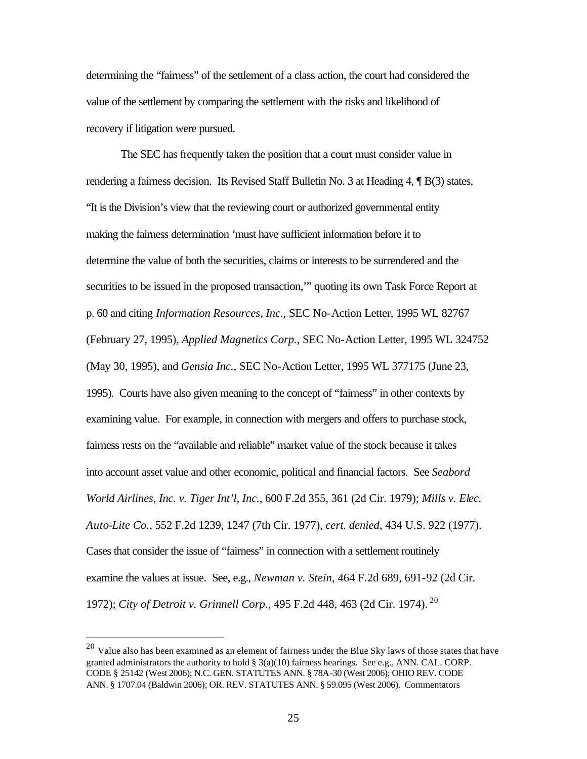determining the "fairness" of the settlement of a class action, the court had considered the value of the settlement by comparing the settlement with the risks and likelihood of recovery if litigation were pursued.

The SEC has frequently taken the position that a court must consider value in rendering a fairness decision. Its Revised Staff Bulletin No. 3 at Heading 4, ¶ B(3) states, "It is the Division's view that the reviewing court or authorized governmental entity making the fairness determination 'must have sufficient information before it to determine the value of both the securities, claims or interests to be surrendered and the securities to be issued in the proposed transaction,'" quoting its own Task Force Report at p. 60 and citing *Information Resources, Inc.*, SEC No-Action Letter, 1995 WL 82767 (February 27, 1995), *Applied Magnetics Corp.*, SEC No-Action Letter, 1995 WL 324752 (May 30, 1995), and *Gensia Inc.*, SEC No-Action Letter, 1995 WL 377175 (June 23, 1995). Courts have also given meaning to the concept of "fairness" in other contexts by examining value. For example, in connection with mergers and offers to purchase stock, fairness rests on the "available and reliable" market value of the stock because it takes into account asset value and other economic, political and financial factors. See *Seabord World Airlines, Inc. v. Tiger Int'l, Inc.*, 600 F.2d 355, 361 (2d Cir. 1979); *Mills v. Elec. Auto-Lite Co.*, 552 F.2d 1239, 1247 (7th Cir. 1977), *cert. denied*, 434 U.S. 922 (1977). Cases that consider the issue of "fairness" in connection with a settlement routinely examine the values at issue. See, e.g., *Newman v. Stein*, 464 F.2d 689, 691-92 (2d Cir. 1972); *City of Detroit v. Grinnell Corp.*, 495 F.2d 448, 463 (2d Cir. 1974).[20]

[20] Value also has been examined as an element of fairness under the Blue Sky laws of those states that have granted administrators the authority to hold § 3(a)(10) fairness hearings. See e.g., ANN. CAL. CORP. CODE § 25142 (West 2006); N.C. GEN. STATUTES ANN. § 78A-30 (West 2006); OHIO REV. CODE ANN. § 1707.04 (Baldwin 2006); OR. REV. STATUTES ANN. § 59.095 (West 2006). Commentators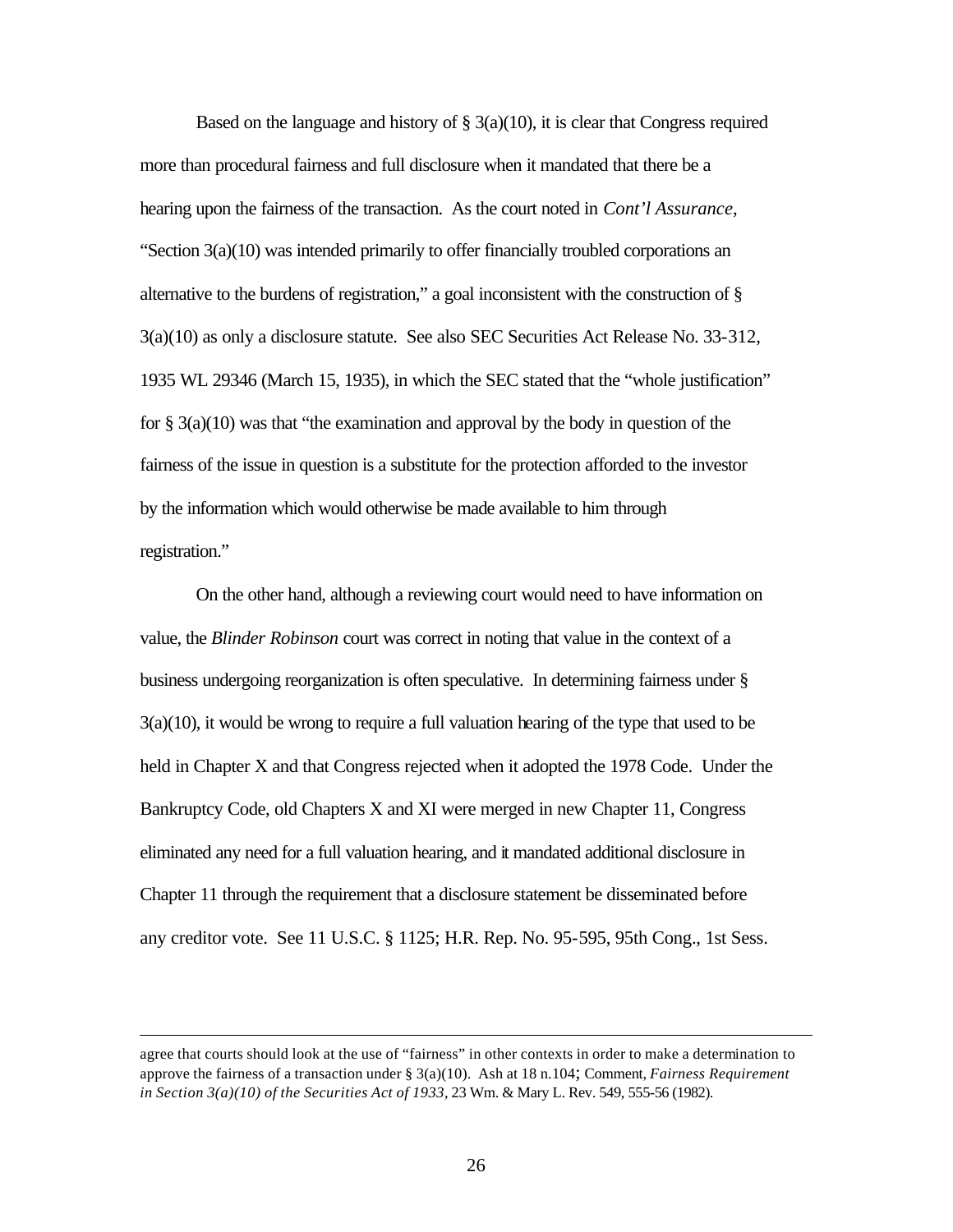Based on the language and history of § 3(a)(10), it is clear that Congress required more than procedural fairness and full disclosure when it mandated that there be a hearing upon the fairness of the transaction. As the court noted in *Cont'l Assurance*, "Section 3(a)(10) was intended primarily to offer financially troubled corporations an alternative to the burdens of registration," a goal inconsistent with the construction of § 3(a)(10) as only a disclosure statute. See also SEC Securities Act Release No. 33-312, 1935 WL 29346 (March 15, 1935), in which the SEC stated that the "whole justification" for § 3(a)(10) was that "the examination and approval by the body in question of the fairness of the issue in question is a substitute for the protection afforded to the investor by the information which would otherwise be made available to him through registration."

On the other hand, although a reviewing court would need to have information on value, the *Blinder Robinson* court was correct in noting that value in the context of a business undergoing reorganization is often speculative. In determining fairness under § 3(a)(10), it would be wrong to require a full valuation hearing of the type that used to be held in Chapter X and that Congress rejected when it adopted the 1978 Code. Under the Bankruptcy Code, old Chapters X and XI were merged in new Chapter 11, Congress eliminated any need for a full valuation hearing, and it mandated additional disclosure in Chapter 11 through the requirement that a disclosure statement be disseminated before any creditor vote. See 11 U.S.C. § 1125; H.R. Rep. No. 95-595, 95th Cong., 1st Sess.

---

agree that courts should look at the use of "fairness" in other contexts in order to make a determination to approve the fairness of a transaction under § 3(a)(10). Ash at 18 n.104; Comment, *Fairness Requirement in Section 3(a)(10) of the Securities Act of 1933*, 23 Wm. & Mary L. Rev. 549, 555-56 (1982).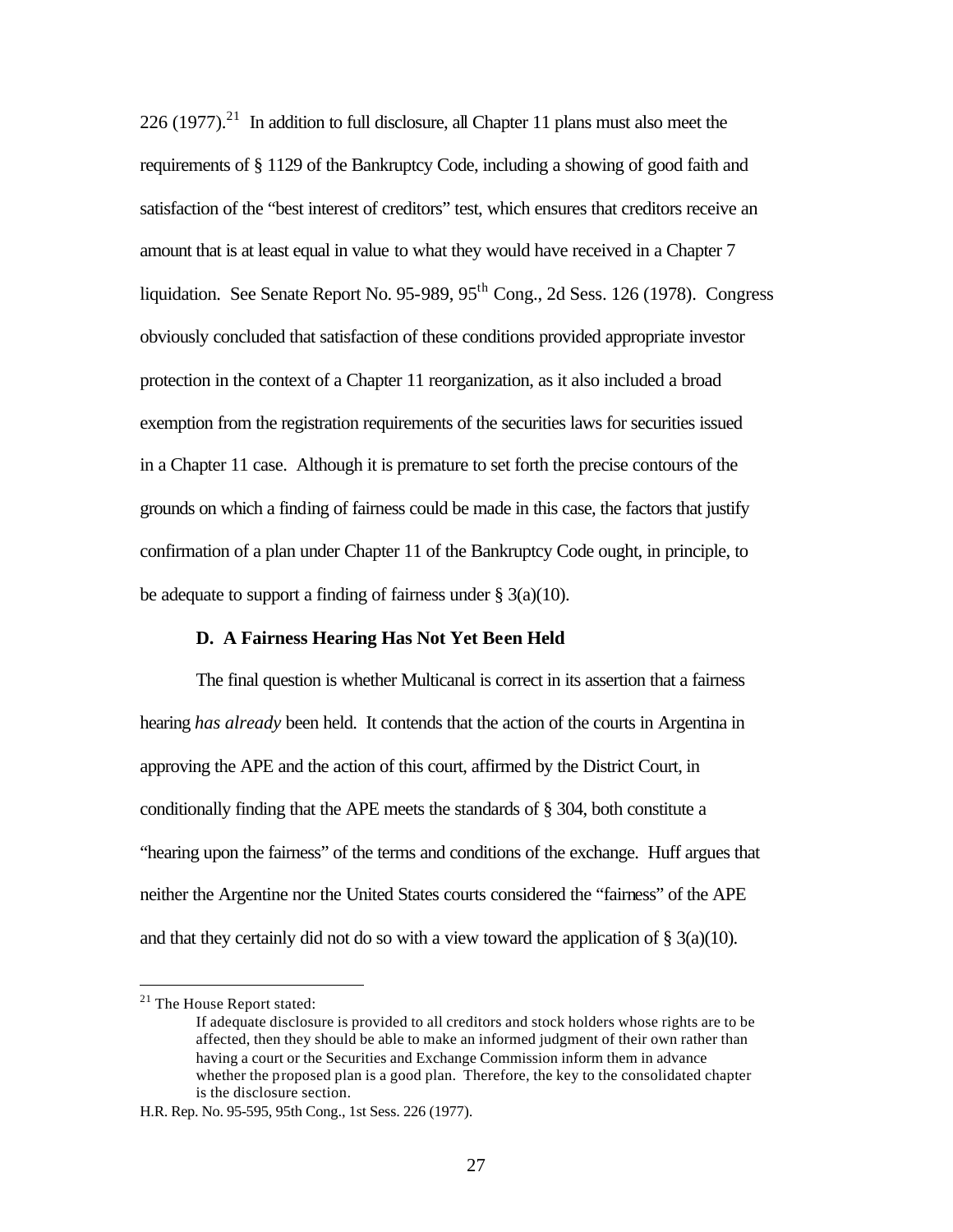226 (1977).[21] In addition to full disclosure, all Chapter 11 plans must also meet the requirements of § 1129 of the Bankruptcy Code, including a showing of good faith and satisfaction of the "best interest of creditors" test, which ensures that creditors receive an amount that is at least equal in value to what they would have received in a Chapter 7 liquidation. See Senate Report No. 95-989, 95th Cong., 2d Sess. 126 (1978). Congress obviously concluded that satisfaction of these conditions provided appropriate investor protection in the context of a Chapter 11 reorganization, as it also included a broad exemption from the registration requirements of the securities laws for securities issued in a Chapter 11 case. Although it is premature to set forth the precise contours of the grounds on which a finding of fairness could be made in this case, the factors that justify confirmation of a plan under Chapter 11 of the Bankruptcy Code ought, in principle, to be adequate to support a finding of fairness under § 3(a)(10).

**D. A Fairness Hearing Has Not Yet Been Held**

The final question is whether Multicanal is correct in its assertion that a fairness hearing *has already* been held. It contends that the action of the courts in Argentina in approving the APE and the action of this court, affirmed by the District Court, in conditionally finding that the APE meets the standards of § 304, both constitute a "hearing upon the fairness" of the terms and conditions of the exchange. Huff argues that neither the Argentine nor the United States courts considered the "fairness" of the APE and that they certainly did not do so with a view toward the application of § 3(a)(10).

---

[21] The House Report stated:

> If adequate disclosure is provided to all creditors and stock holders whose rights are to be affected, then they should be able to make an informed judgment of their own rather than having a court or the Securities and Exchange Commission inform them in advance whether the proposed plan is a good plan. Therefore, the key to the consolidated chapter is the disclosure section.

H.R. Rep. No. 95-595, 95th Cong., 1st Sess. 226 (1977).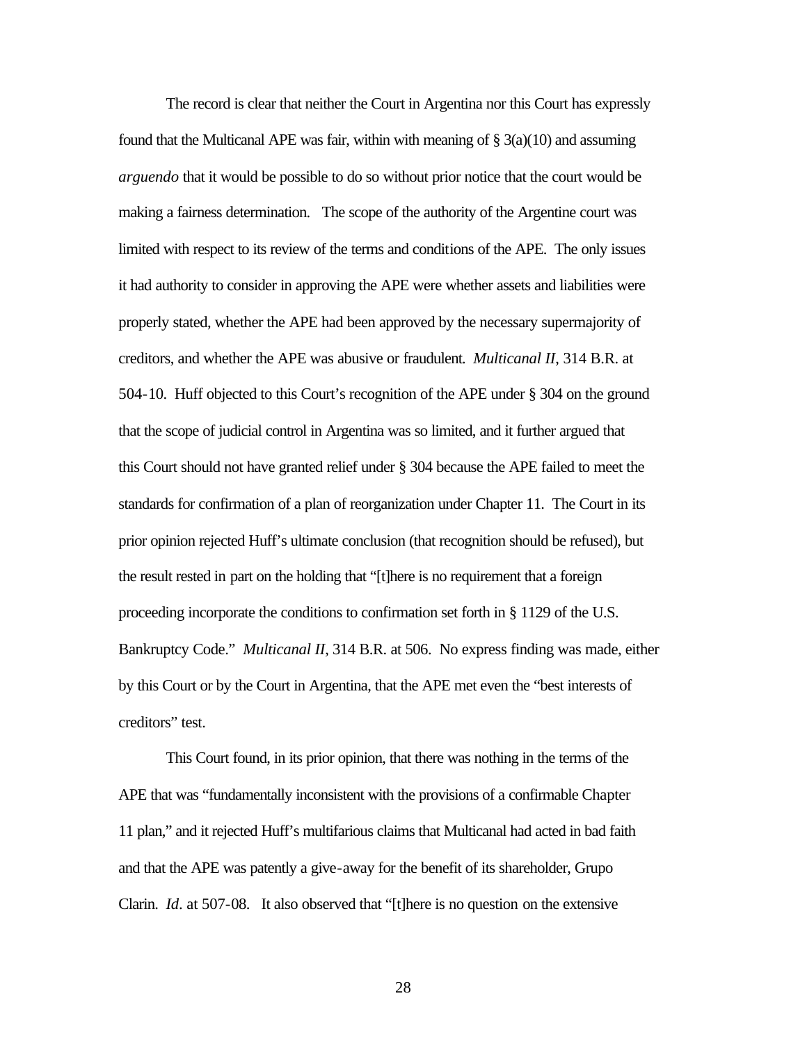The record is clear that neither the Court in Argentina nor this Court has expressly found that the Multicanal APE was fair, within with meaning of § 3(a)(10) and assuming *arguendo* that it would be possible to do so without prior notice that the court would be making a fairness determination. The scope of the authority of the Argentine court was limited with respect to its review of the terms and conditions of the APE. The only issues it had authority to consider in approving the APE were whether assets and liabilities were properly stated, whether the APE had been approved by the necessary supermajority of creditors, and whether the APE was abusive or fraudulent. *Multicanal II*, 314 B.R. at 504-10. Huff objected to this Court's recognition of the APE under § 304 on the ground that the scope of judicial control in Argentina was so limited, and it further argued that this Court should not have granted relief under § 304 because the APE failed to meet the standards for confirmation of a plan of reorganization under Chapter 11. The Court in its prior opinion rejected Huff's ultimate conclusion (that recognition should be refused), but the result rested in part on the holding that "[t]here is no requirement that a foreign proceeding incorporate the conditions to confirmation set forth in § 1129 of the U.S. Bankruptcy Code." *Multicanal II*, 314 B.R. at 506. No express finding was made, either by this Court or by the Court in Argentina, that the APE met even the "best interests of creditors" test.

This Court found, in its prior opinion, that there was nothing in the terms of the APE that was "fundamentally inconsistent with the provisions of a confirmable Chapter 11 plan," and it rejected Huff's multifarious claims that Multicanal had acted in bad faith and that the APE was patently a give-away for the benefit of its shareholder, Grupo Clarin. *Id*. at 507-08. It also observed that "[t]here is no question on the extensive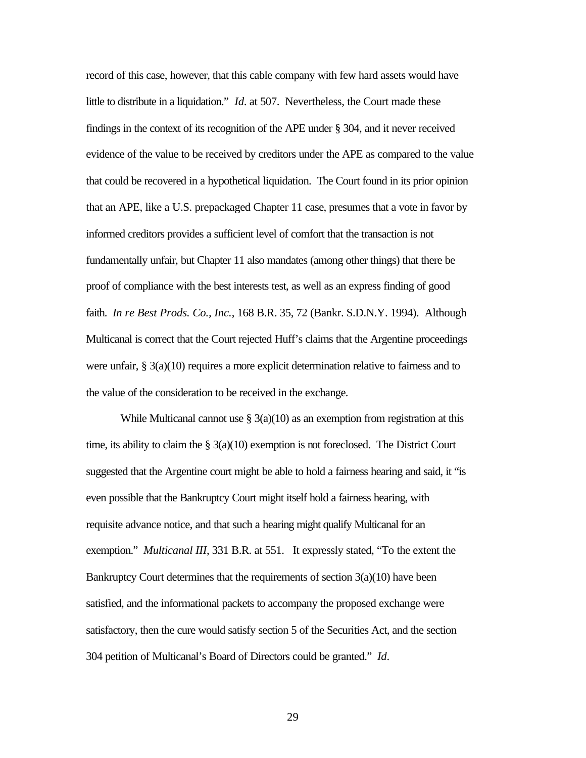record of this case, however, that this cable company with few hard assets would have little to distribute in a liquidation." *Id*. at 507. Nevertheless, the Court made these findings in the context of its recognition of the APE under § 304, and it never received evidence of the value to be received by creditors under the APE as compared to the value that could be recovered in a hypothetical liquidation. The Court found in its prior opinion that an APE, like a U.S. prepackaged Chapter 11 case, presumes that a vote in favor by informed creditors provides a sufficient level of comfort that the transaction is not fundamentally unfair, but Chapter 11 also mandates (among other things) that there be proof of compliance with the best interests test, as well as an express finding of good faith. *In re Best Prods. Co., Inc.*, 168 B.R. 35, 72 (Bankr. S.D.N.Y. 1994). Although Multicanal is correct that the Court rejected Huff's claims that the Argentine proceedings were unfair, § 3(a)(10) requires a more explicit determination relative to fairness and to the value of the consideration to be received in the exchange.

While Multicanal cannot use § 3(a)(10) as an exemption from registration at this time, its ability to claim the § 3(a)(10) exemption is not foreclosed. The District Court suggested that the Argentine court might be able to hold a fairness hearing and said, it "is even possible that the Bankruptcy Court might itself hold a fairness hearing, with requisite advance notice, and that such a hearing might qualify Multicanal for an exemption." *Multicanal III*, 331 B.R. at 551. It expressly stated, "To the extent the Bankruptcy Court determines that the requirements of section 3(a)(10) have been satisfied, and the informational packets to accompany the proposed exchange were satisfactory, then the cure would satisfy section 5 of the Securities Act, and the section 304 petition of Multicanal's Board of Directors could be granted." *Id*.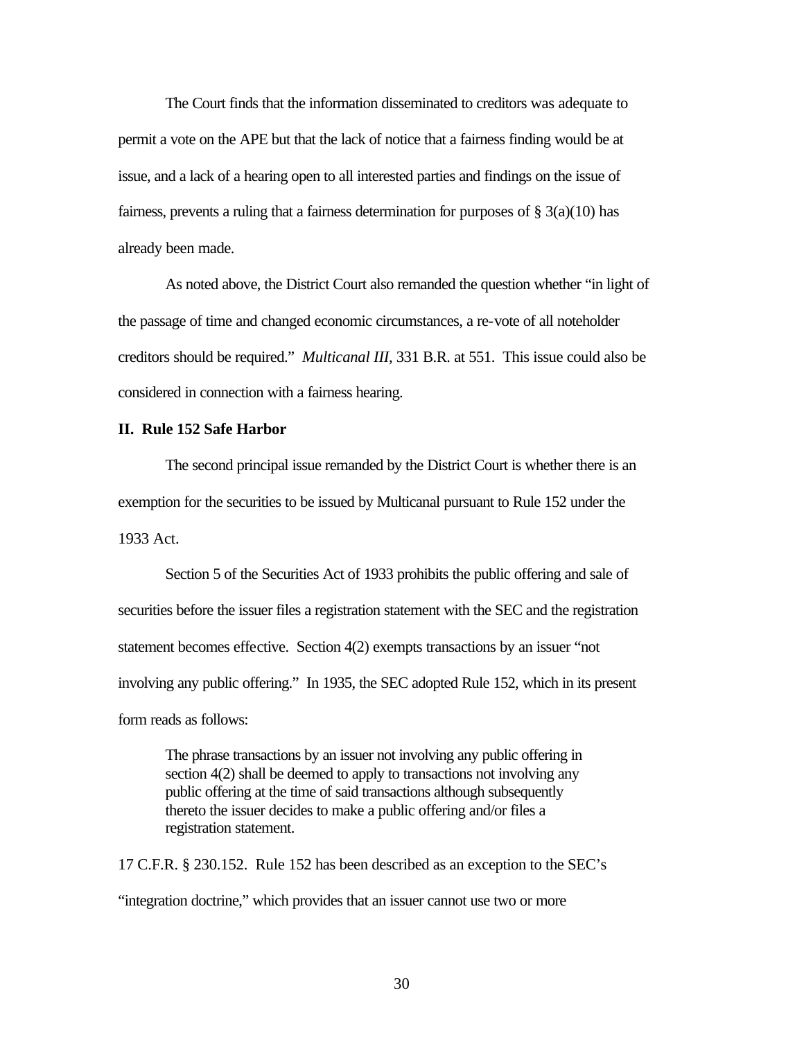The Court finds that the information disseminated to creditors was adequate to permit a vote on the APE but that the lack of notice that a fairness finding would be at issue, and a lack of a hearing open to all interested parties and findings on the issue of fairness, prevents a ruling that a fairness determination for purposes of § 3(a)(10) has already been made.

As noted above, the District Court also remanded the question whether "in light of the passage of time and changed economic circumstances, a re-vote of all noteholder creditors should be required." *Multicanal III*, 331 B.R. at 551. This issue could also be considered in connection with a fairness hearing.

**II. Rule 152 Safe Harbor**

The second principal issue remanded by the District Court is whether there is an exemption for the securities to be issued by Multicanal pursuant to Rule 152 under the 1933 Act.

Section 5 of the Securities Act of 1933 prohibits the public offering and sale of securities before the issuer files a registration statement with the SEC and the registration statement becomes effective. Section 4(2) exempts transactions by an issuer "not involving any public offering." In 1935, the SEC adopted Rule 152, which in its present form reads as follows:

> The phrase transactions by an issuer not involving any public offering in section 4(2) shall be deemed to apply to transactions not involving any public offering at the time of said transactions although subsequently thereto the issuer decides to make a public offering and/or files a registration statement.

17 C.F.R. § 230.152. Rule 152 has been described as an exception to the SEC's "integration doctrine," which provides that an issuer cannot use two or more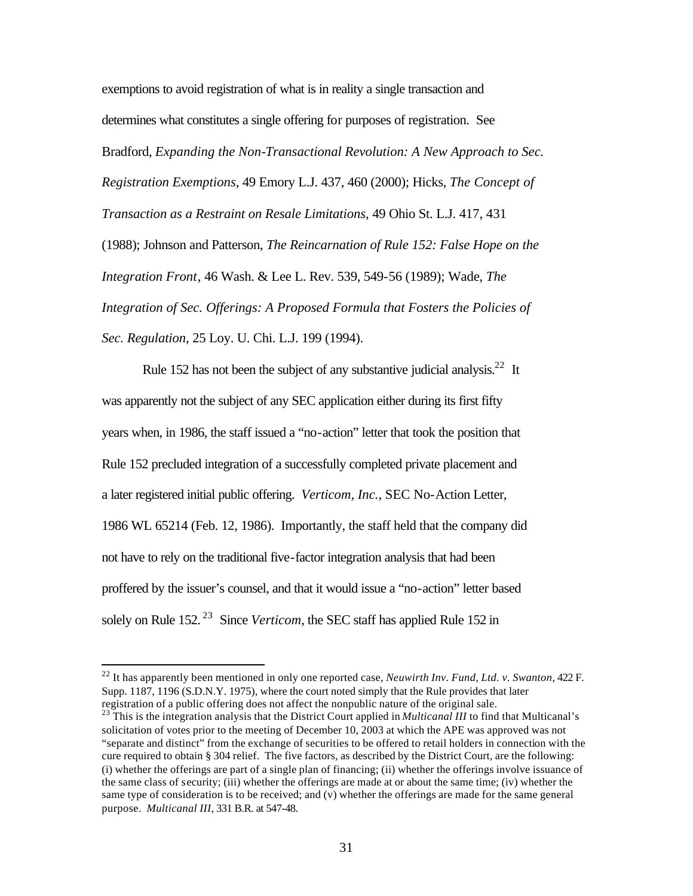exemptions to avoid registration of what is in reality a single transaction and determines what constitutes a single offering for purposes of registration. See Bradford, *Expanding the Non-Transactional Revolution: A New Approach to Sec. Registration Exemptions*, 49 Emory L.J. 437, 460 (2000); Hicks, *The Concept of Transaction as a Restraint on Resale Limitations*, 49 Ohio St. L.J. 417, 431 (1988); Johnson and Patterson, *The Reincarnation of Rule 152: False Hope on the Integration Front*, 46 Wash. & Lee L. Rev. 539, 549-56 (1989); Wade, *The Integration of Sec. Offerings: A Proposed Formula that Fosters the Policies of Sec. Regulation*, 25 Loy. U. Chi. L.J. 199 (1994).

Rule 152 has not been the subject of any substantive judicial analysis.[22] It was apparently not the subject of any SEC application either during its first fifty years when, in 1986, the staff issued a "no-action" letter that took the position that Rule 152 precluded integration of a successfully completed private placement and a later registered initial public offering. *Verticom, Inc.*, SEC No-Action Letter, 1986 WL 65214 (Feb. 12, 1986). Importantly, the staff held that the company did not have to rely on the traditional five-factor integration analysis that had been proffered by the issuer's counsel, and that it would issue a "no-action" letter based solely on Rule 152.[23] Since *Verticom*, the SEC staff has applied Rule 152 in

---

[22] It has apparently been mentioned in only one reported case, *Neuwirth Inv. Fund, Ltd. v. Swanton*, 422 F. Supp. 1187, 1196 (S.D.N.Y. 1975), where the court noted simply that the Rule provides that later registration of a public offering does not affect the nonpublic nature of the original sale.

[23] This is the integration analysis that the District Court applied in *Multicanal III* to find that Multicanal's solicitation of votes prior to the meeting of December 10, 2003 at which the APE was approved was not "separate and distinct" from the exchange of securities to be offered to retail holders in connection with the cure required to obtain § 304 relief. The five factors, as described by the District Court, are the following: (i) whether the offerings are part of a single plan of financing; (ii) whether the offerings involve issuance of the same class of security; (iii) whether the offerings are made at or about the same time; (iv) whether the same type of consideration is to be received; and (v) whether the offerings are made for the same general purpose. *Multicanal III*, 331 B.R. at 547-48.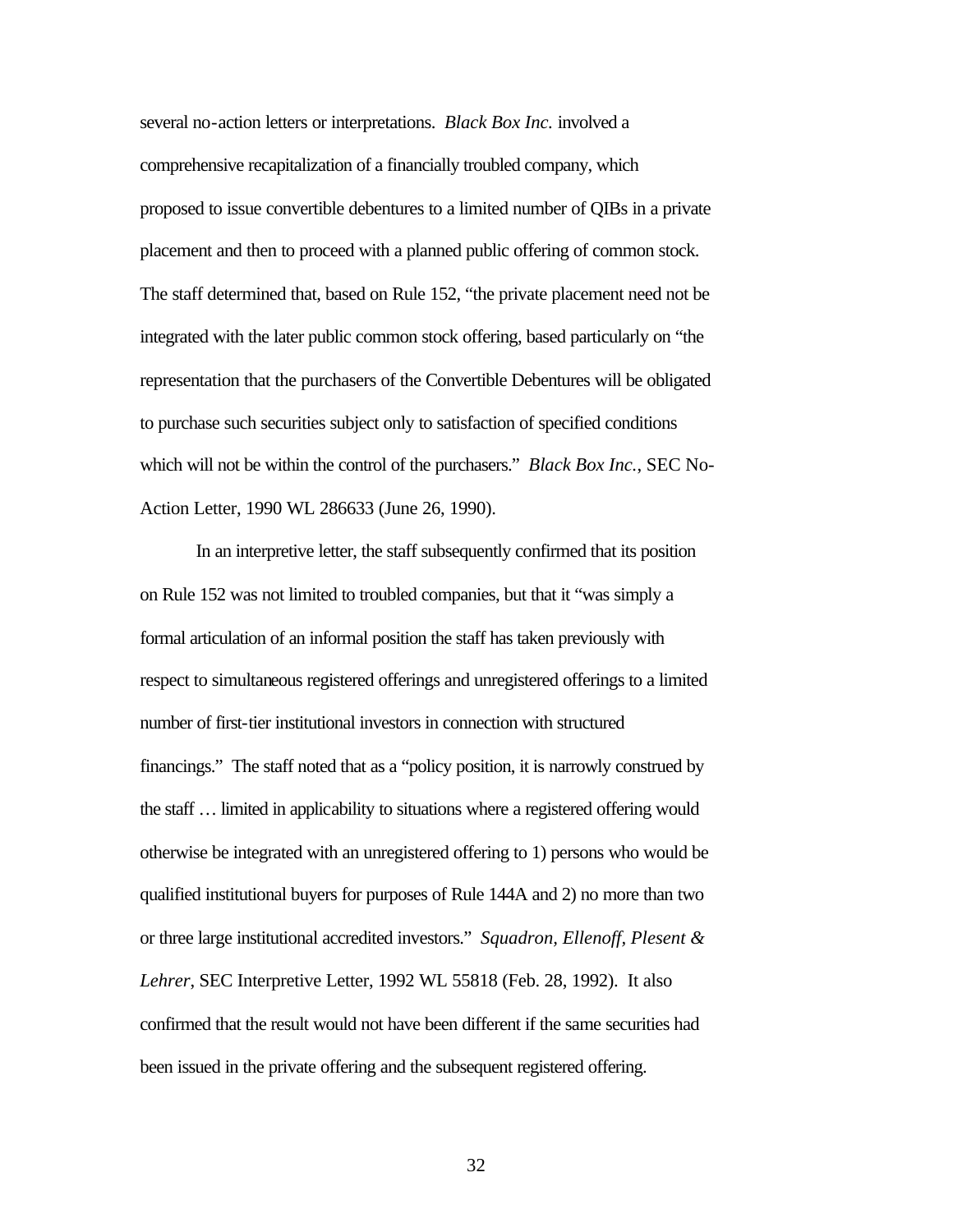several no-action letters or interpretations. *Black Box Inc.* involved a comprehensive recapitalization of a financially troubled company, which proposed to issue convertible debentures to a limited number of QIBs in a private placement and then to proceed with a planned public offering of common stock. The staff determined that, based on Rule 152, "the private placement need not be integrated with the later public common stock offering, based particularly on "the representation that the purchasers of the Convertible Debentures will be obligated to purchase such securities subject only to satisfaction of specified conditions which will not be within the control of the purchasers." *Black Box Inc.*, SEC No-Action Letter, 1990 WL 286633 (June 26, 1990).

In an interpretive letter, the staff subsequently confirmed that its position on Rule 152 was not limited to troubled companies, but that it "was simply a formal articulation of an informal position the staff has taken previously with respect to simultaneous registered offerings and unregistered offerings to a limited number of first-tier institutional investors in connection with structured financings." The staff noted that as a "policy position, it is narrowly construed by the staff … limited in applicability to situations where a registered offering would otherwise be integrated with an unregistered offering to 1) persons who would be qualified institutional buyers for purposes of Rule 144A and 2) no more than two or three large institutional accredited investors." *Squadron, Ellenoff, Plesent & Lehrer*, SEC Interpretive Letter, 1992 WL 55818 (Feb. 28, 1992). It also confirmed that the result would not have been different if the same securities had been issued in the private offering and the subsequent registered offering.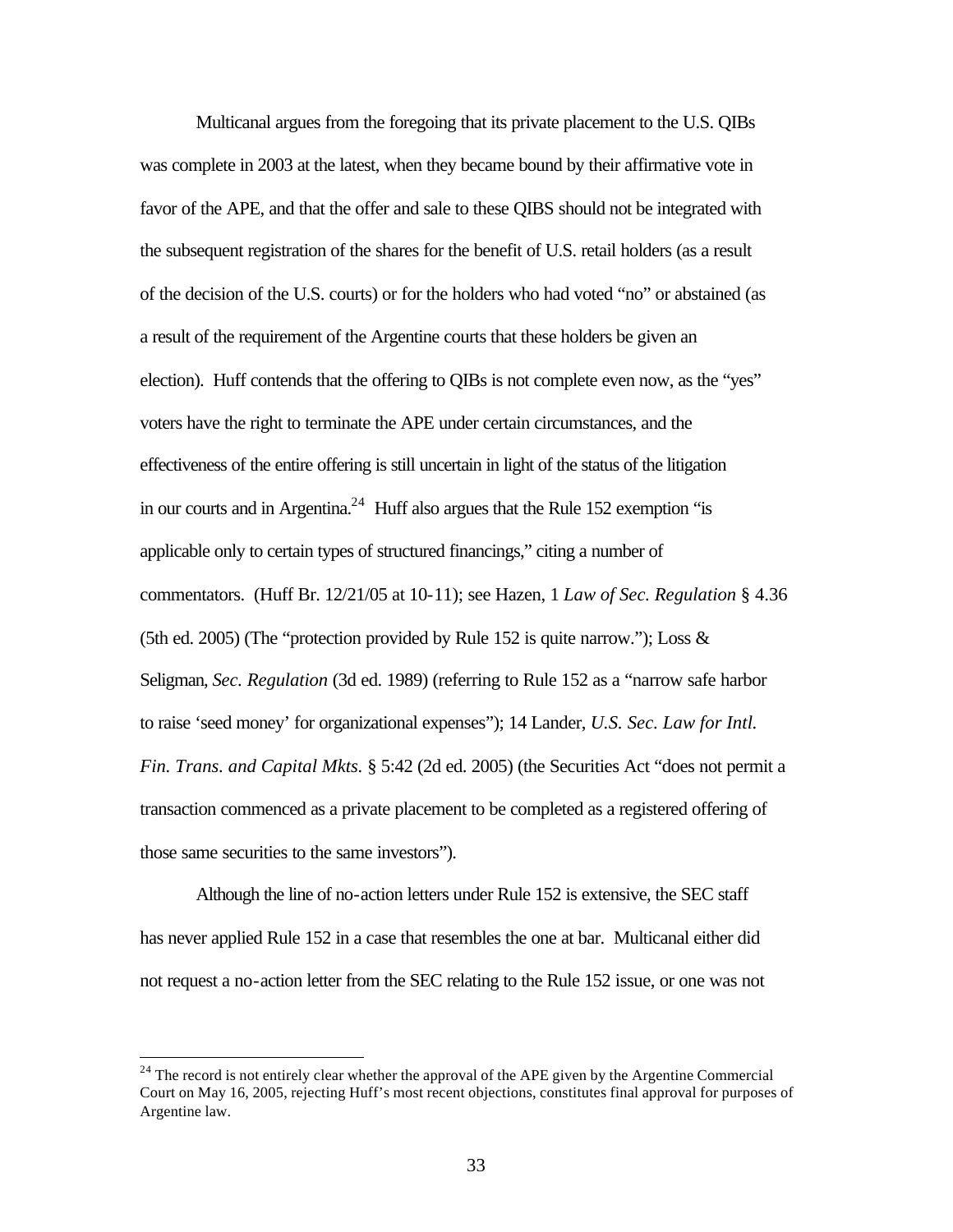Multicanal argues from the foregoing that its private placement to the U.S. QIBs was complete in 2003 at the latest, when they became bound by their affirmative vote in favor of the APE, and that the offer and sale to these QIBS should not be integrated with the subsequent registration of the shares for the benefit of U.S. retail holders (as a result of the decision of the U.S. courts) or for the holders who had voted "no" or abstained (as a result of the requirement of the Argentine courts that these holders be given an election). Huff contends that the offering to QIBs is not complete even now, as the "yes" voters have the right to terminate the APE under certain circumstances, and the effectiveness of the entire offering is still uncertain in light of the status of the litigation in our courts and in Argentina.[24] Huff also argues that the Rule 152 exemption "is applicable only to certain types of structured financings," citing a number of commentators. (Huff Br. 12/21/05 at 10-11); see Hazen, 1 *Law of Sec. Regulation* § 4.36 (5th ed. 2005) (The "protection provided by Rule 152 is quite narrow."); Loss & Seligman, *Sec. Regulation* (3d ed. 1989) (referring to Rule 152 as a "narrow safe harbor to raise 'seed money' for organizational expenses"); 14 Lander, *U.S. Sec. Law for Intl. Fin. Trans. and Capital Mkts.* § 5:42 (2d ed. 2005) (the Securities Act "does not permit a transaction commenced as a private placement to be completed as a registered offering of those same securities to the same investors").

Although the line of no-action letters under Rule 152 is extensive, the SEC staff has never applied Rule 152 in a case that resembles the one at bar. Multicanal either did not request a no-action letter from the SEC relating to the Rule 152 issue, or one was not

[24] The record is not entirely clear whether the approval of the APE given by the Argentine Commercial Court on May 16, 2005, rejecting Huff's most recent objections, constitutes final approval for purposes of Argentine law.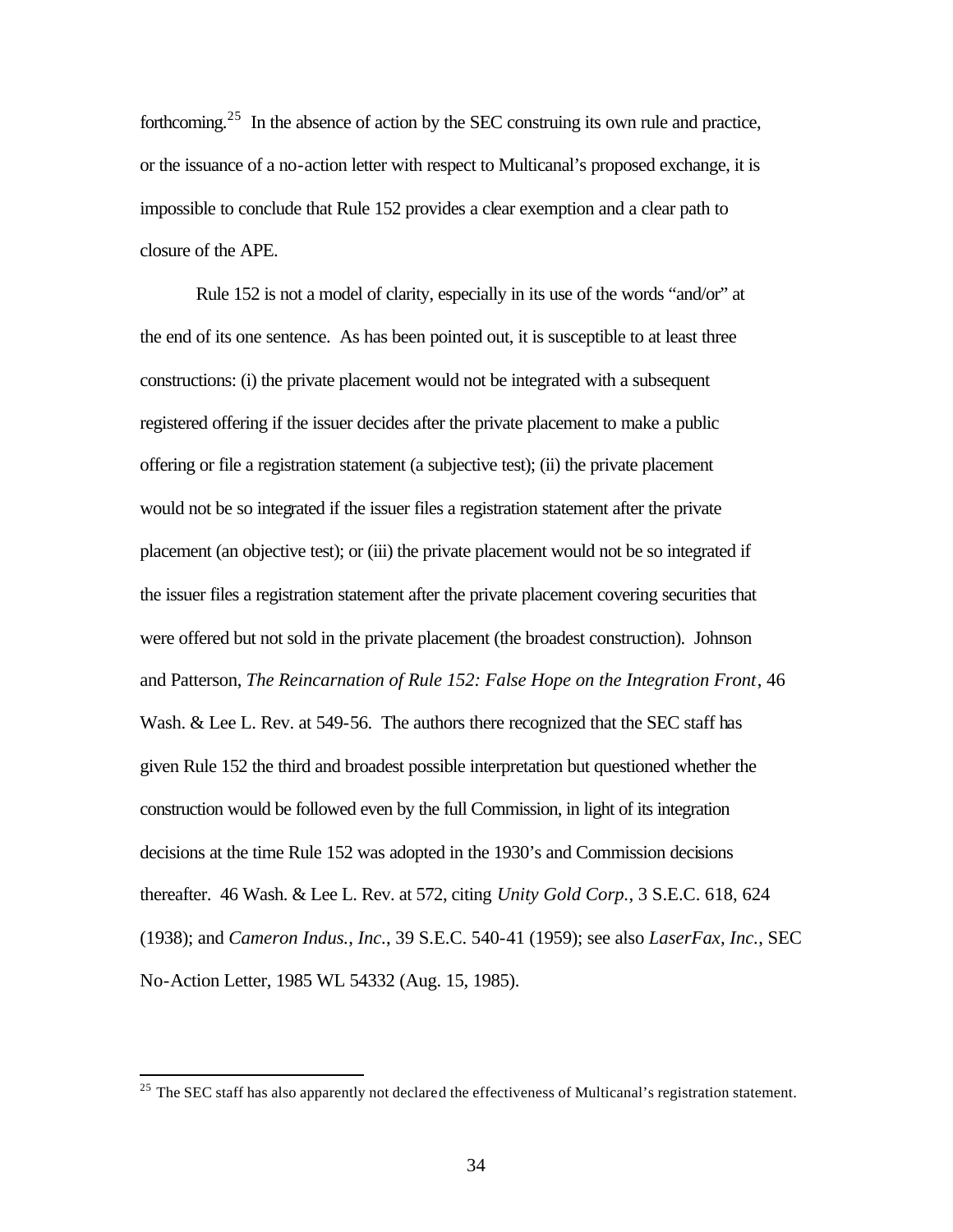forthcoming.[25] In the absence of action by the SEC construing its own rule and practice, or the issuance of a no-action letter with respect to Multicanal's proposed exchange, it is impossible to conclude that Rule 152 provides a clear exemption and a clear path to closure of the APE.

Rule 152 is not a model of clarity, especially in its use of the words "and/or" at the end of its one sentence. As has been pointed out, it is susceptible to at least three constructions: (i) the private placement would not be integrated with a subsequent registered offering if the issuer decides after the private placement to make a public offering or file a registration statement (a subjective test); (ii) the private placement would not be so integrated if the issuer files a registration statement after the private placement (an objective test); or (iii) the private placement would not be so integrated if the issuer files a registration statement after the private placement covering securities that were offered but not sold in the private placement (the broadest construction). Johnson and Patterson, *The Reincarnation of Rule 152: False Hope on the Integration Front*, 46 Wash. & Lee L. Rev. at 549-56. The authors there recognized that the SEC staff has given Rule 152 the third and broadest possible interpretation but questioned whether the construction would be followed even by the full Commission, in light of its integration decisions at the time Rule 152 was adopted in the 1930's and Commission decisions thereafter. 46 Wash. & Lee L. Rev. at 572, citing *Unity Gold Corp.*, 3 S.E.C. 618, 624 (1938); and *Cameron Indus., Inc.*, 39 S.E.C. 540-41 (1959); see also *LaserFax, Inc.*, SEC No-Action Letter, 1985 WL 54332 (Aug. 15, 1985).

---

[25] The SEC staff has also apparently not declared the effectiveness of Multicanal's registration statement.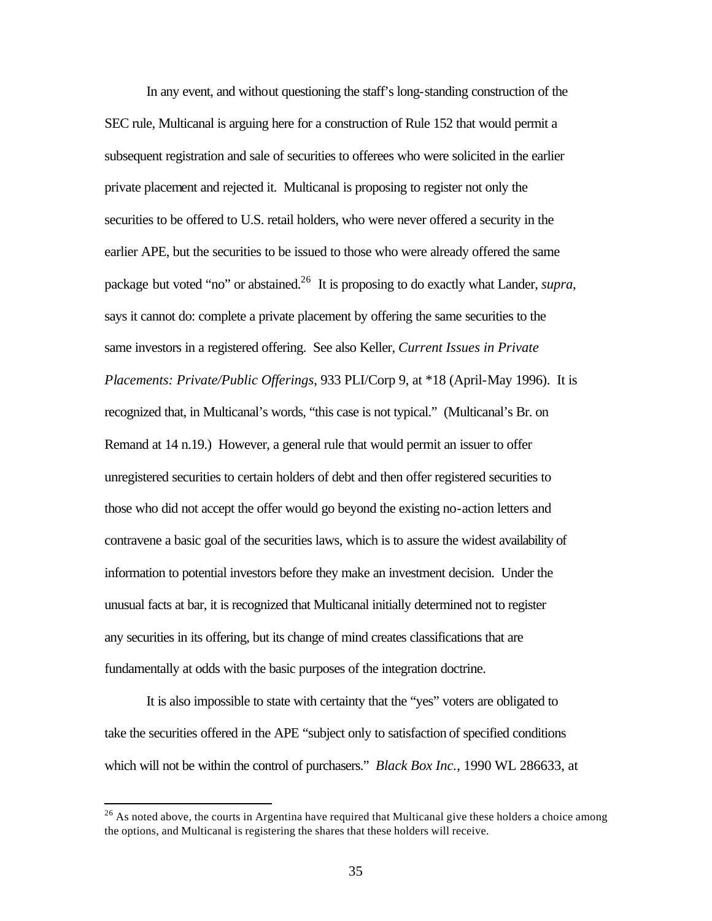In any event, and without questioning the staff's long-standing construction of the SEC rule, Multicanal is arguing here for a construction of Rule 152 that would permit a subsequent registration and sale of securities to offerees who were solicited in the earlier private placement and rejected it. Multicanal is proposing to register not only the securities to be offered to U.S. retail holders, who were never offered a security in the earlier APE, but the securities to be issued to those who were already offered the same package but voted "no" or abstained.[26] It is proposing to do exactly what Lander, *supra*, says it cannot do: complete a private placement by offering the same securities to the same investors in a registered offering. See also Keller, *Current Issues in Private Placements: Private/Public Offerings*, 933 PLI/Corp 9, at *18 (April-May 1996). It is recognized that, in Multicanal's words, "this case is not typical." (Multicanal's Br. on Remand at 14 n.19.) However, a general rule that would permit an issuer to offer unregistered securities to certain holders of debt and then offer registered securities to those who did not accept the offer would go beyond the existing no-action letters and contravene a basic goal of the securities laws, which is to assure the widest availability of information to potential investors before they make an investment decision. Under the unusual facts at bar, it is recognized that Multicanal initially determined not to register any securities in its offering, but its change of mind creates classifications that are fundamentally at odds with the basic purposes of the integration doctrine.

It is also impossible to state with certainty that the "yes" voters are obligated to take the securities offered in the APE "subject only to satisfaction of specified conditions which will not be within the control of purchasers." *Black Box Inc.*, 1990 WL 286633, at

---

[26] As noted above, the courts in Argentina have required that Multicanal give these holders a choice among the options, and Multicanal is registering the shares that these holders will receive.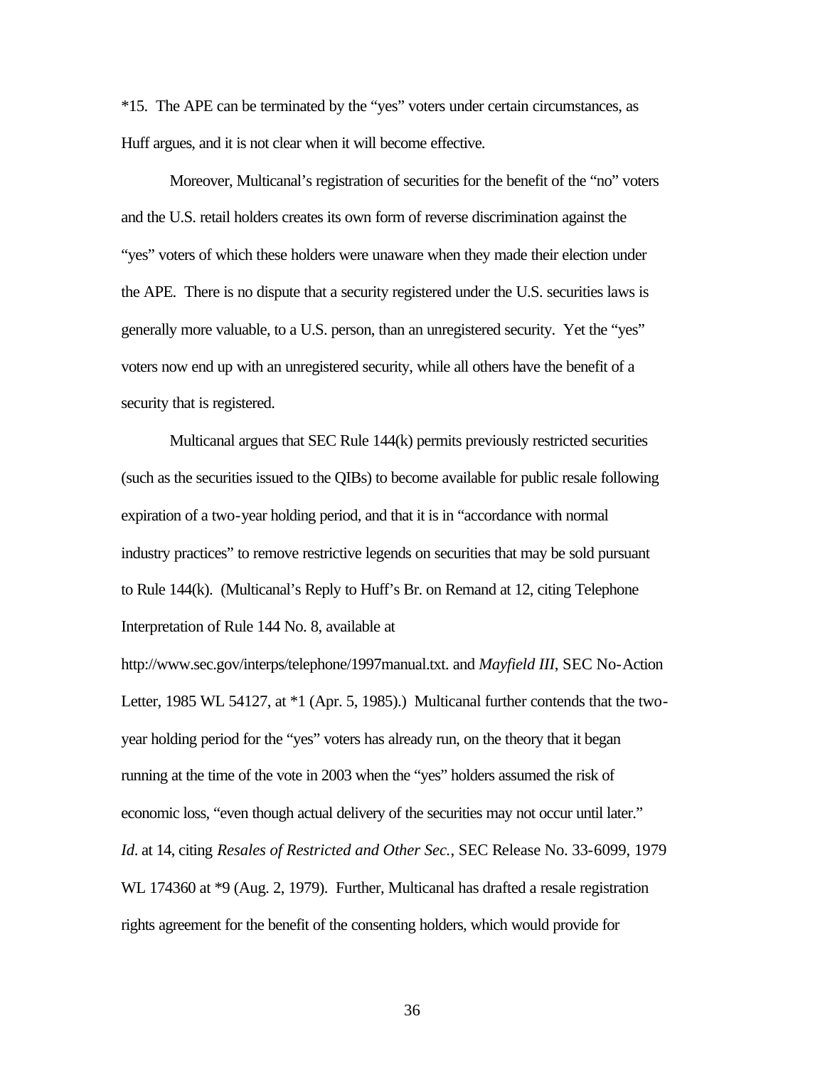*15. The APE can be terminated by the "yes" voters under certain circumstances, as Huff argues, and it is not clear when it will become effective.

Moreover, Multicanal's registration of securities for the benefit of the "no" voters and the U.S. retail holders creates its own form of reverse discrimination against the "yes" voters of which these holders were unaware when they made their election under the APE. There is no dispute that a security registered under the U.S. securities laws is generally more valuable, to a U.S. person, than an unregistered security. Yet the "yes" voters now end up with an unregistered security, while all others have the benefit of a security that is registered.

Multicanal argues that SEC Rule 144(k) permits previously restricted securities (such as the securities issued to the QIBs) to become available for public resale following expiration of a two-year holding period, and that it is in "accordance with normal industry practices" to remove restrictive legends on securities that may be sold pursuant to Rule 144(k). (Multicanal's Reply to Huff's Br. on Remand at 12, citing Telephone Interpretation of Rule 144 No. 8, available at http://www.sec.gov/interps/telephone/1997manual.txt. and *Mayfield III*, SEC No-Action Letter, 1985 WL 54127, at *1 (Apr. 5, 1985).) Multicanal further contends that the two-year holding period for the "yes" voters has already run, on the theory that it began running at the time of the vote in 2003 when the "yes" holders assumed the risk of economic loss, "even though actual delivery of the securities may not occur until later." *Id*. at 14, citing *Resales of Restricted and Other Sec.*, SEC Release No. 33-6099, 1979 WL 174360 at *9 (Aug. 2, 1979). Further, Multicanal has drafted a resale registration rights agreement for the benefit of the consenting holders, which would provide for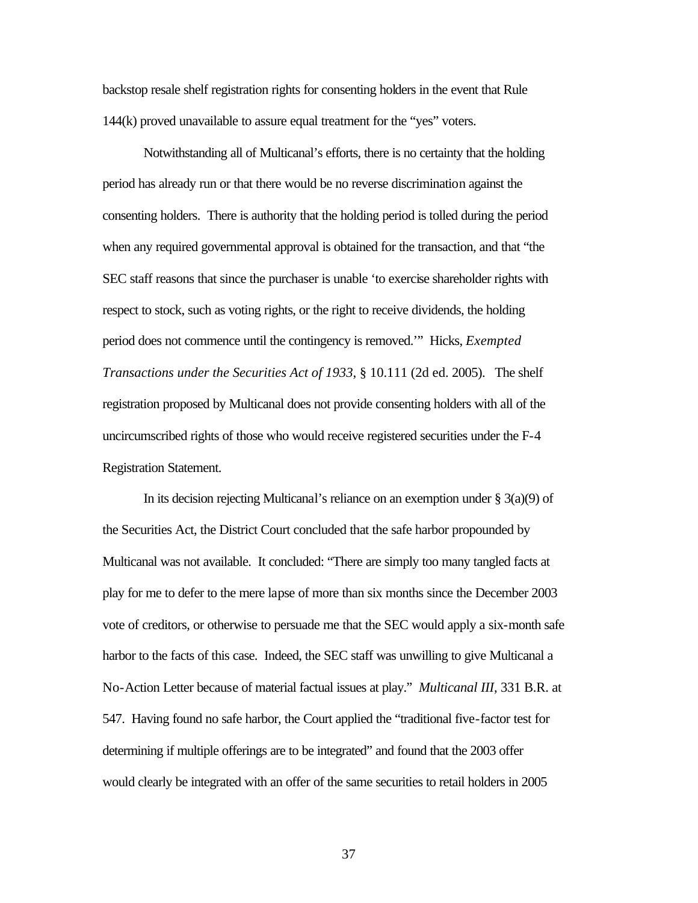backstop resale shelf registration rights for consenting holders in the event that Rule 144(k) proved unavailable to assure equal treatment for the "yes" voters.

Notwithstanding all of Multicanal's efforts, there is no certainty that the holding period has already run or that there would be no reverse discrimination against the consenting holders. There is authority that the holding period is tolled during the period when any required governmental approval is obtained for the transaction, and that "the SEC staff reasons that since the purchaser is unable 'to exercise shareholder rights with respect to stock, such as voting rights, or the right to receive dividends, the holding period does not commence until the contingency is removed.'" Hicks, *Exempted Transactions under the Securities Act of 1933*, § 10.111 (2d ed. 2005). The shelf registration proposed by Multicanal does not provide consenting holders with all of the uncircumscribed rights of those who would receive registered securities under the F-4 Registration Statement.

In its decision rejecting Multicanal's reliance on an exemption under § 3(a)(9) of the Securities Act, the District Court concluded that the safe harbor propounded by Multicanal was not available. It concluded: "There are simply too many tangled facts at play for me to defer to the mere lapse of more than six months since the December 2003 vote of creditors, or otherwise to persuade me that the SEC would apply a six-month safe harbor to the facts of this case. Indeed, the SEC staff was unwilling to give Multicanal a No-Action Letter because of material factual issues at play." *Multicanal III*, 331 B.R. at 547. Having found no safe harbor, the Court applied the "traditional five-factor test for determining if multiple offerings are to be integrated" and found that the 2003 offer would clearly be integrated with an offer of the same securities to retail holders in 2005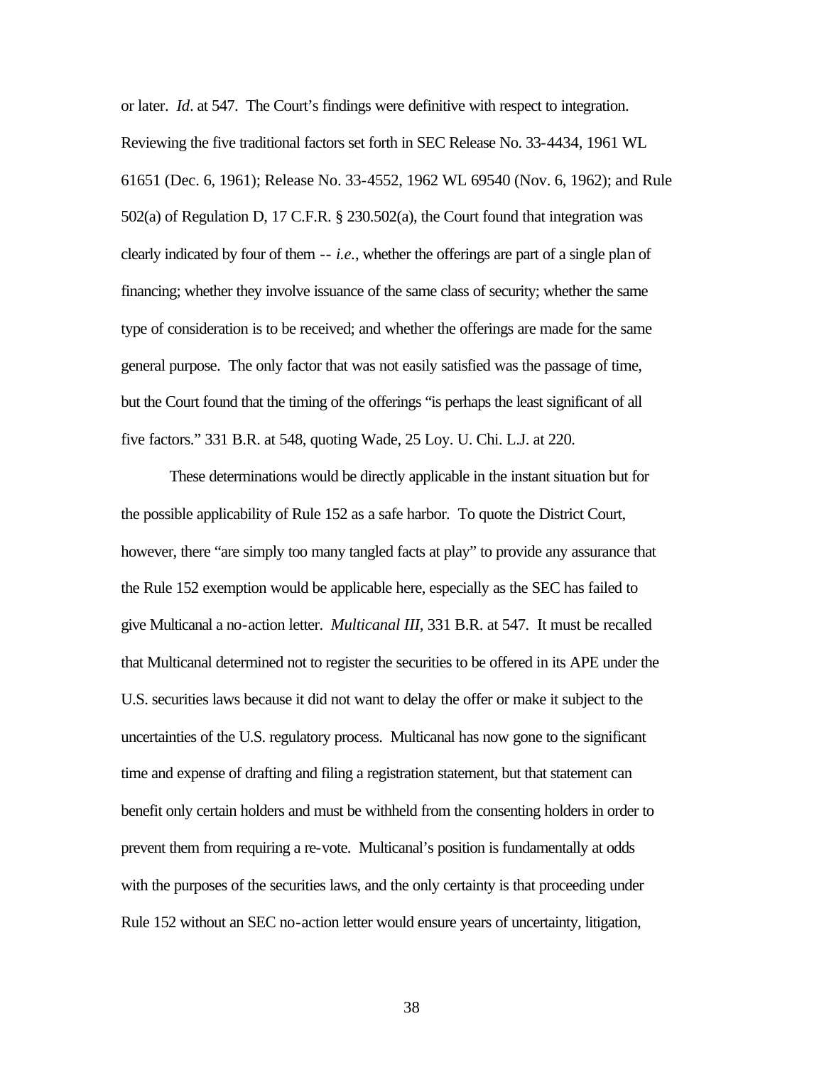or later. *Id*. at 547. The Court's findings were definitive with respect to integration. Reviewing the five traditional factors set forth in SEC Release No. 33-4434, 1961 WL 61651 (Dec. 6, 1961); Release No. 33-4552, 1962 WL 69540 (Nov. 6, 1962); and Rule 502(a) of Regulation D, 17 C.F.R. § 230.502(a), the Court found that integration was clearly indicated by four of them -- *i.e.*, whether the offerings are part of a single plan of financing; whether they involve issuance of the same class of security; whether the same type of consideration is to be received; and whether the offerings are made for the same general purpose. The only factor that was not easily satisfied was the passage of time, but the Court found that the timing of the offerings "is perhaps the least significant of all five factors." 331 B.R. at 548, quoting Wade, 25 Loy. U. Chi. L.J. at 220.

These determinations would be directly applicable in the instant situation but for the possible applicability of Rule 152 as a safe harbor. To quote the District Court, however, there "are simply too many tangled facts at play" to provide any assurance that the Rule 152 exemption would be applicable here, especially as the SEC has failed to give Multicanal a no-action letter. *Multicanal III*, 331 B.R. at 547. It must be recalled that Multicanal determined not to register the securities to be offered in its APE under the U.S. securities laws because it did not want to delay the offer or make it subject to the uncertainties of the U.S. regulatory process. Multicanal has now gone to the significant time and expense of drafting and filing a registration statement, but that statement can benefit only certain holders and must be withheld from the consenting holders in order to prevent them from requiring a re-vote. Multicanal's position is fundamentally at odds with the purposes of the securities laws, and the only certainty is that proceeding under Rule 152 without an SEC no-action letter would ensure years of uncertainty, litigation,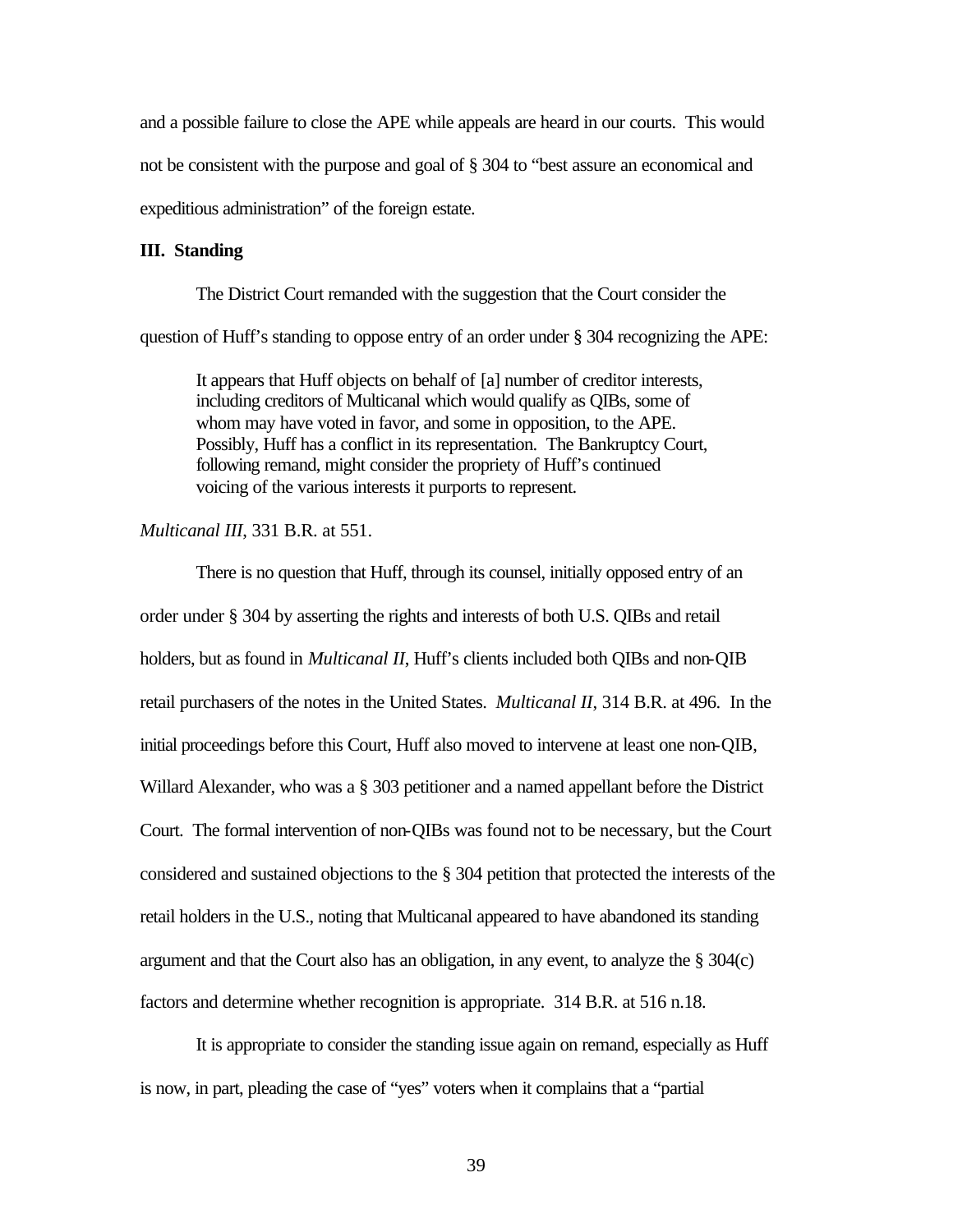and a possible failure to close the APE while appeals are heard in our courts. This would not be consistent with the purpose and goal of § 304 to "best assure an economical and expeditious administration" of the foreign estate.

**III. Standing**

The District Court remanded with the suggestion that the Court consider the question of Huff's standing to oppose entry of an order under § 304 recognizing the APE:

> It appears that Huff objects on behalf of [a] number of creditor interests, including creditors of Multicanal which would qualify as QIBs, some of whom may have voted in favor, and some in opposition, to the APE. Possibly, Huff has a conflict in its representation. The Bankruptcy Court, following remand, might consider the propriety of Huff's continued voicing of the various interests it purports to represent.

*Multicanal III*, 331 B.R. at 551.

There is no question that Huff, through its counsel, initially opposed entry of an order under § 304 by asserting the rights and interests of both U.S. QIBs and retail holders, but as found in *Multicanal II*, Huff's clients included both QIBs and non-QIB retail purchasers of the notes in the United States. *Multicanal II*, 314 B.R. at 496. In the initial proceedings before this Court, Huff also moved to intervene at least one non-QIB, Willard Alexander, who was a § 303 petitioner and a named appellant before the District Court. The formal intervention of non-QIBs was found not to be necessary, but the Court considered and sustained objections to the § 304 petition that protected the interests of the retail holders in the U.S., noting that Multicanal appeared to have abandoned its standing argument and that the Court also has an obligation, in any event, to analyze the § 304(c) factors and determine whether recognition is appropriate. 314 B.R. at 516 n.18.

It is appropriate to consider the standing issue again on remand, especially as Huff is now, in part, pleading the case of "yes" voters when it complains that a "partial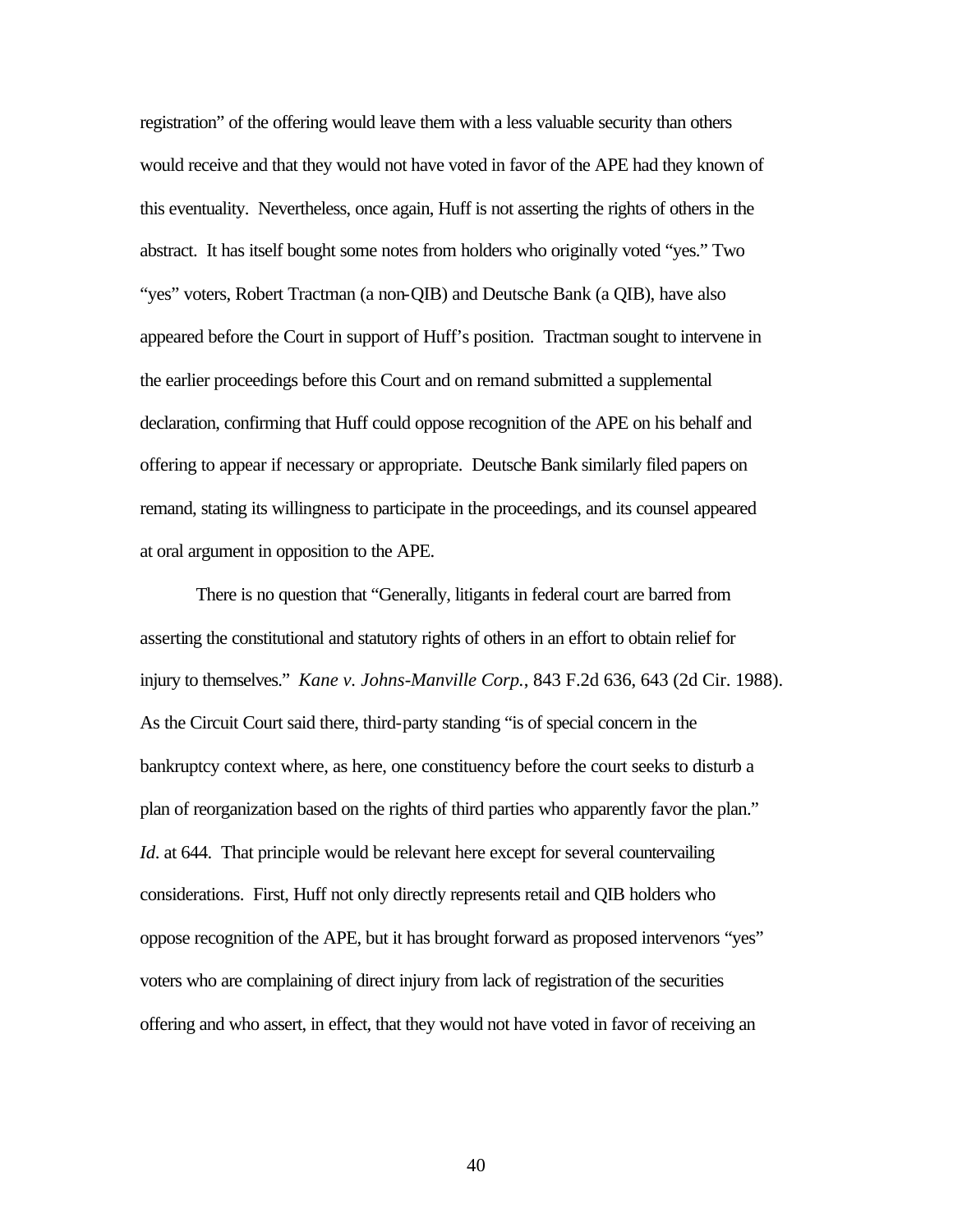registration" of the offering would leave them with a less valuable security than others would receive and that they would not have voted in favor of the APE had they known of this eventuality. Nevertheless, once again, Huff is not asserting the rights of others in the abstract. It has itself bought some notes from holders who originally voted "yes." Two "yes" voters, Robert Tractman (a non-QIB) and Deutsche Bank (a QIB), have also appeared before the Court in support of Huff's position. Tractman sought to intervene in the earlier proceedings before this Court and on remand submitted a supplemental declaration, confirming that Huff could oppose recognition of the APE on his behalf and offering to appear if necessary or appropriate. Deutsche Bank similarly filed papers on remand, stating its willingness to participate in the proceedings, and its counsel appeared at oral argument in opposition to the APE.

There is no question that "Generally, litigants in federal court are barred from asserting the constitutional and statutory rights of others in an effort to obtain relief for injury to themselves." *Kane v. Johns-Manville Corp.*, 843 F.2d 636, 643 (2d Cir. 1988). As the Circuit Court said there, third-party standing "is of special concern in the bankruptcy context where, as here, one constituency before the court seeks to disturb a plan of reorganization based on the rights of third parties who apparently favor the plan." *Id*. at 644. That principle would be relevant here except for several countervailing considerations. First, Huff not only directly represents retail and QIB holders who oppose recognition of the APE, but it has brought forward as proposed intervenors "yes" voters who are complaining of direct injury from lack of registration of the securities offering and who assert, in effect, that they would not have voted in favor of receiving an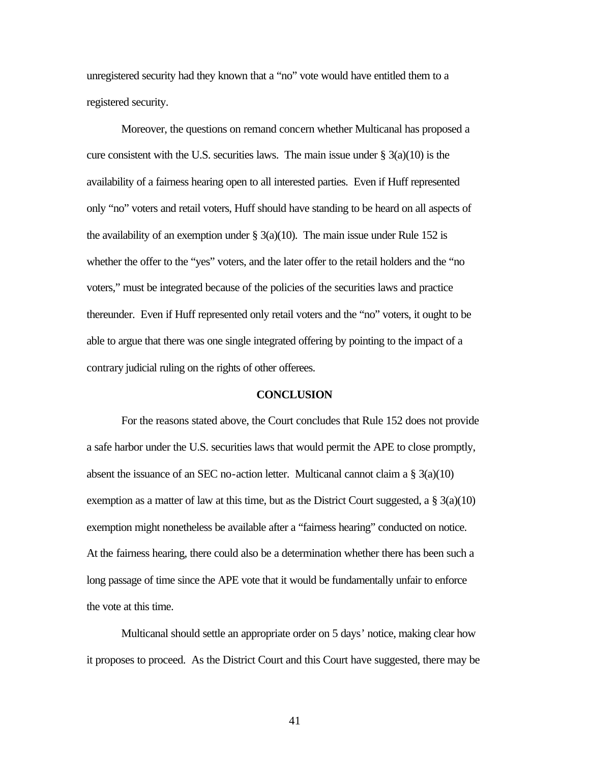unregistered security had they known that a "no" vote would have entitled them to a registered security.

Moreover, the questions on remand concern whether Multicanal has proposed a cure consistent with the U.S. securities laws. The main issue under § 3(a)(10) is the availability of a fairness hearing open to all interested parties. Even if Huff represented only "no" voters and retail voters, Huff should have standing to be heard on all aspects of the availability of an exemption under § 3(a)(10). The main issue under Rule 152 is whether the offer to the "yes" voters, and the later offer to the retail holders and the "no voters," must be integrated because of the policies of the securities laws and practice thereunder. Even if Huff represented only retail voters and the "no" voters, it ought to be able to argue that there was one single integrated offering by pointing to the impact of a contrary judicial ruling on the rights of other offerees.

**CONCLUSION**

For the reasons stated above, the Court concludes that Rule 152 does not provide a safe harbor under the U.S. securities laws that would permit the APE to close promptly, absent the issuance of an SEC no-action letter. Multicanal cannot claim a § 3(a)(10) exemption as a matter of law at this time, but as the District Court suggested, a § 3(a)(10) exemption might nonetheless be available after a "fairness hearing" conducted on notice. At the fairness hearing, there could also be a determination whether there has been such a long passage of time since the APE vote that it would be fundamentally unfair to enforce the vote at this time.

Multicanal should settle an appropriate order on 5 days' notice, making clear how it proposes to proceed. As the District Court and this Court have suggested, there may be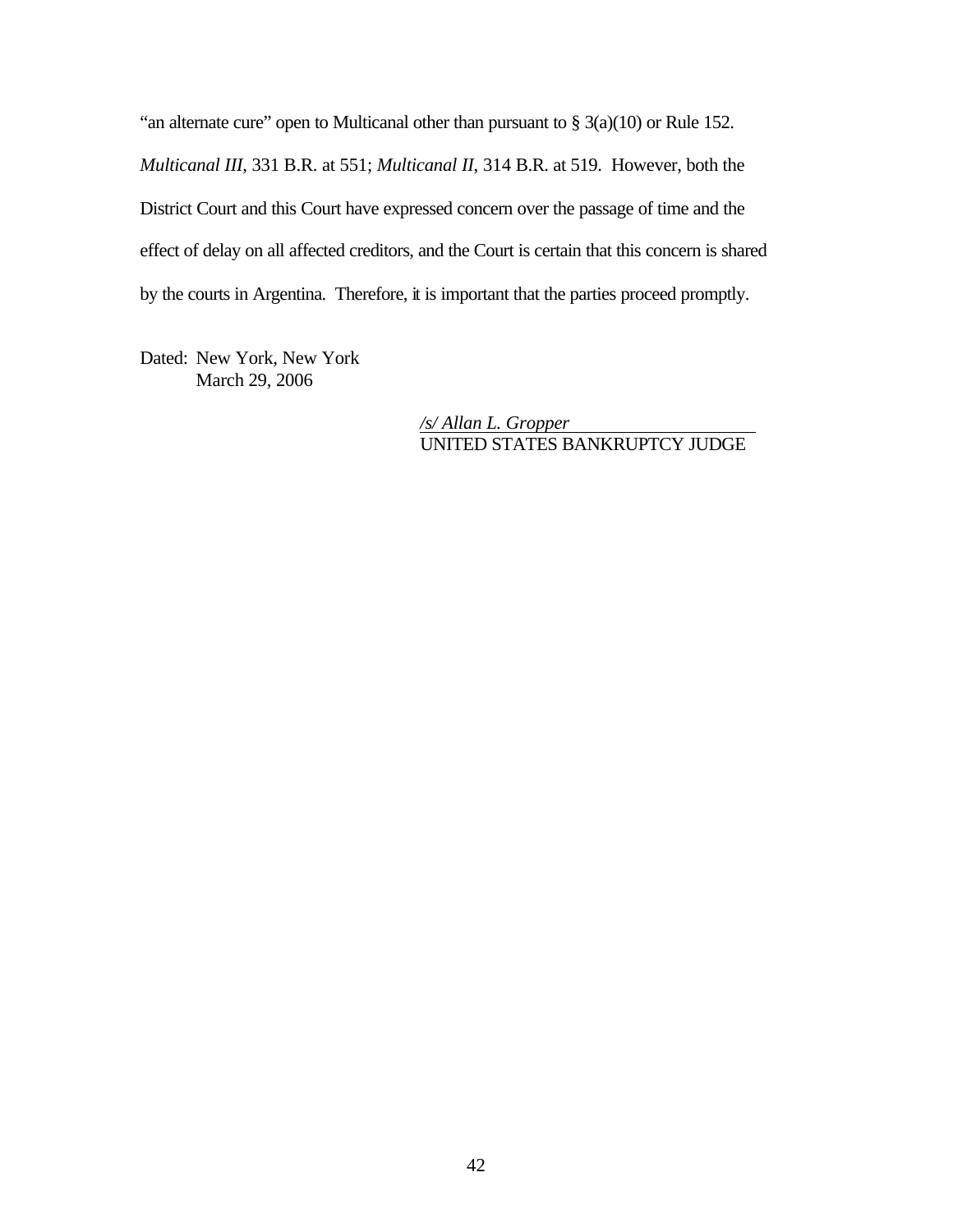"an alternate cure" open to Multicanal other than pursuant to § 3(a)(10) or Rule 152. *Multicanal III*, 331 B.R. at 551; *Multicanal II*, 314 B.R. at 519. However, both the District Court and this Court have expressed concern over the passage of time and the effect of delay on all affected creditors, and the Court is certain that this concern is shared by the courts in Argentina. Therefore, it is important that the parties proceed promptly.

Dated: New York, New York
March 29, 2006

*/s/ Allan L. Gropper*
UNITED STATES BANKRUPTCY JUDGE